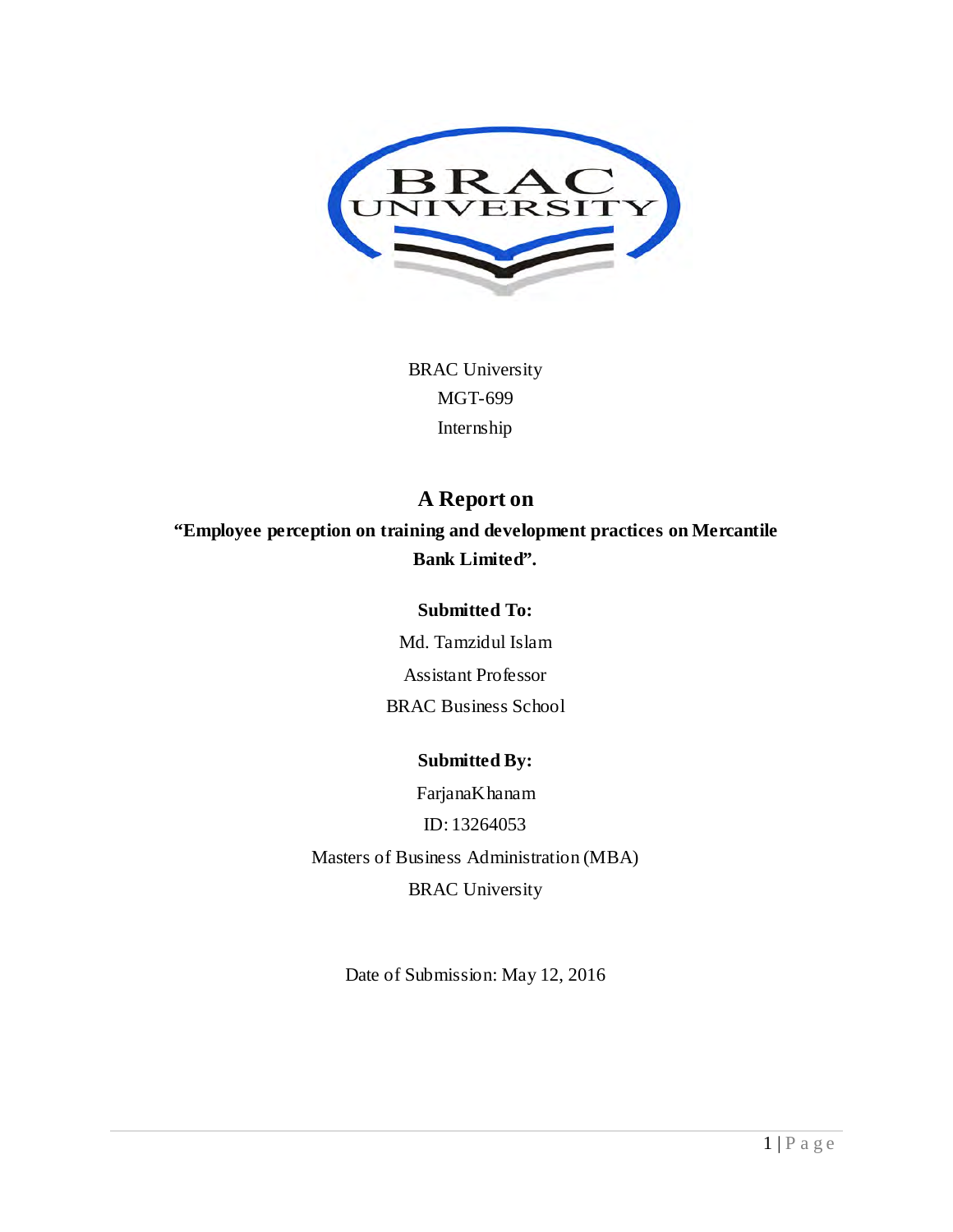BRAC University

MGT-699

Internship

# A Report on

**"Employee perception on training and development practices on Mercantile Bank Limited".**

**Submitted To:**

Md. Tamzidul Islam

Assistant Professor

BRAC Business School

**Submitted By:**

FarjanaKhanam

ID: 13264053

Masters of Business Administration (MBA)

BRAC University

Date of Submission: May 12, 2016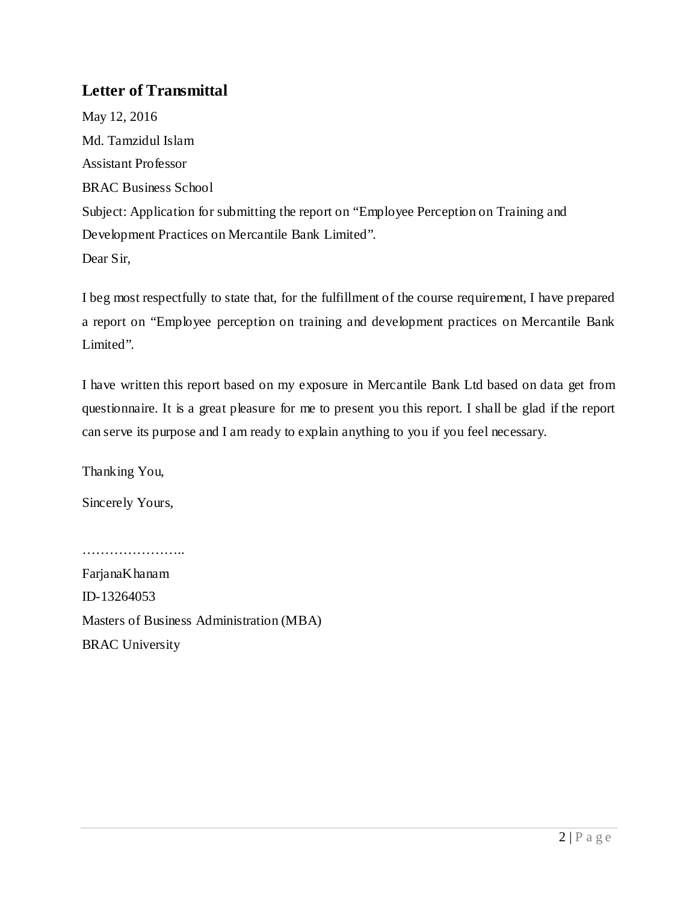## Letter of Transmittal

May 12, 2016

Md. Tamzidul Islam

Assistant Professor

BRAC Business School

Subject: Application for submitting the report on "Employee Perception on Training and Development Practices on Mercantile Bank Limited".

Dear Sir,

I beg most respectfully to state that, for the fulfillment of the course requirement, I have prepared a report on "Employee perception on training and development practices on Mercantile Bank Limited".

I have written this report based on my exposure in Mercantile Bank Ltd based on data get from questionnaire. It is a great pleasure for me to present you this report. I shall be glad if the report can serve its purpose and I am ready to explain anything to you if you feel necessary.

Thanking You,

Sincerely Yours,

…………………..

FarjanaKhanam

ID-13264053

Masters of Business Administration (MBA)

BRAC University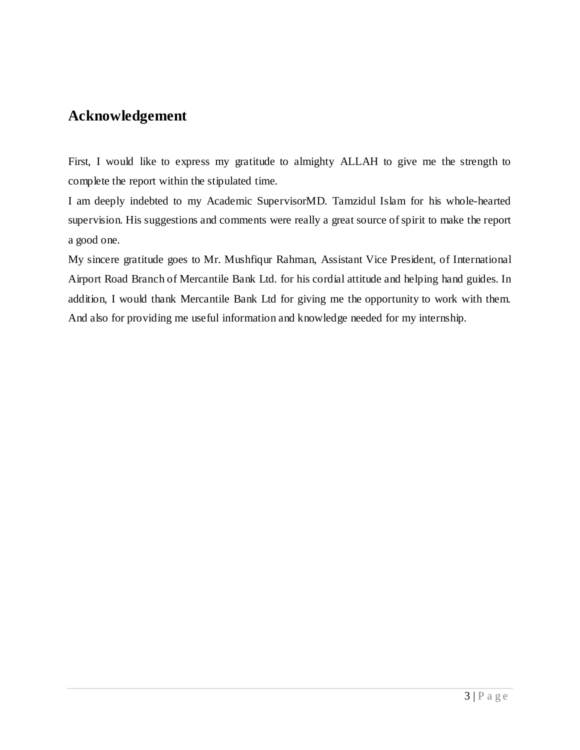## Acknowledgement

First, I would like to express my gratitude to almighty ALLAH to give me the strength to complete the report within the stipulated time.

I am deeply indebted to my Academic SupervisorMD. Tamzidul Islam for his whole-hearted supervision. His suggestions and comments were really a great source of spirit to make the report a good one.

My sincere gratitude goes to Mr. Mushfiqur Rahman, Assistant Vice President, of International Airport Road Branch of Mercantile Bank Ltd. for his cordial attitude and helping hand guides. In addition, I would thank Mercantile Bank Ltd for giving me the opportunity to work with them. And also for providing me useful information and knowledge needed for my internship.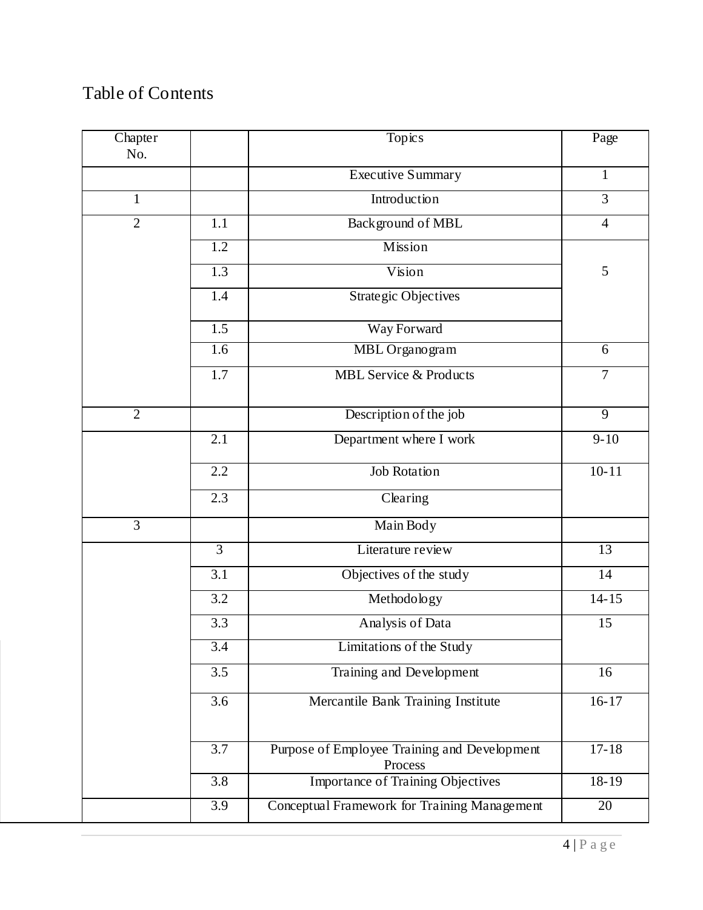# Table of Contents

| Chapter No. | | Topics | Page |
|---|---|---|---|
| | | Executive Summary | 1 |
| 1 | | Introduction | 3 |
| 2 | 1.1 | Background of MBL | 4 |
| | 1.2 | Mission | 5 |
| | 1.3 | Vision | |
| | 1.4 | Strategic Objectives | |
| | 1.5 | Way Forward | |
| | 1.6 | MBL Organogram | 6 |
| | 1.7 | MBL Service & Products | 7 |
| 2 | | Description of the job | 9 |
| | 2.1 | Department where I work | 9-10 |
| | 2.2 | Job Rotation | 10-11 |
| | 2.3 | Clearing | |
| 3 | | Main Body | |
| | 3 | Literature review | 13 |
| | 3.1 | Objectives of the study | 14 |
| | 3.2 | Methodology | 14-15 |
| | 3.3 | Analysis of Data | 15 |
| | 3.4 | Limitations of the Study | |
| | 3.5 | Training and Development | 16 |
| | 3.6 | Mercantile Bank Training Institute | 16-17 |
| | 3.7 | Purpose of Employee Training and Development Process | 17-18 |
| | 3.8 | Importance of Training Objectives | 18-19 |
| | 3.9 | Conceptual Framework for Training Management | 20 |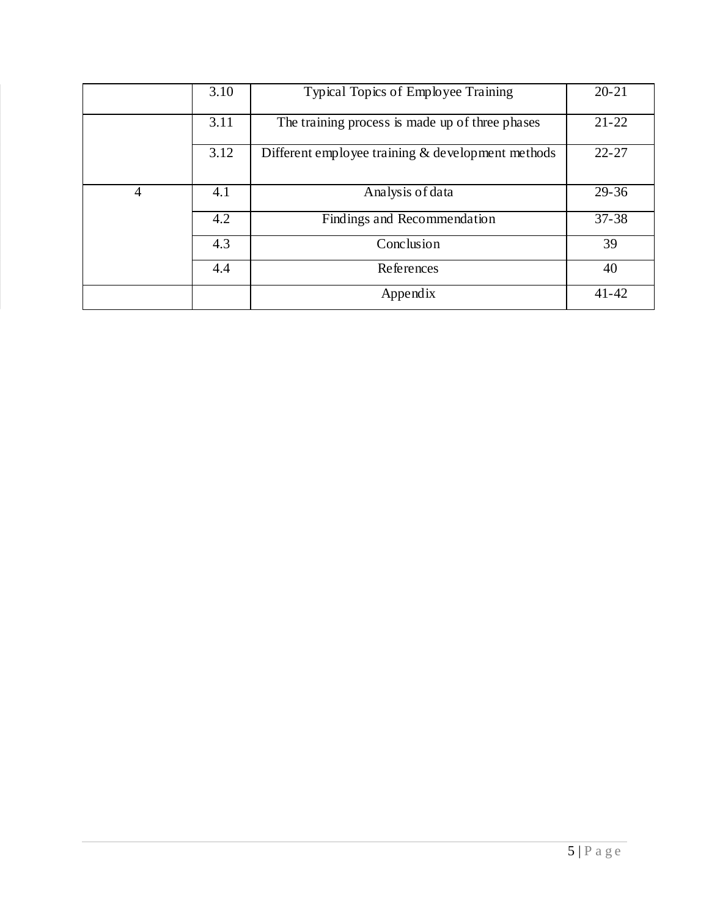|  |  |  |  |
|---|---|---|---|
|  | 3.10 | Typical Topics of Employee Training | 20-21 |
|  | 3.11 | The training process is made up of three phases | 21-22 |
|  | 3.12 | Different employee training & development methods | 22-27 |
| 4 | 4.1 | Analysis of data | 29-36 |
|  | 4.2 | Findings and Recommendation | 37-38 |
|  | 4.3 | Conclusion | 39 |
|  | 4.4 | References | 40 |
|  |  | Appendix | 41-42 |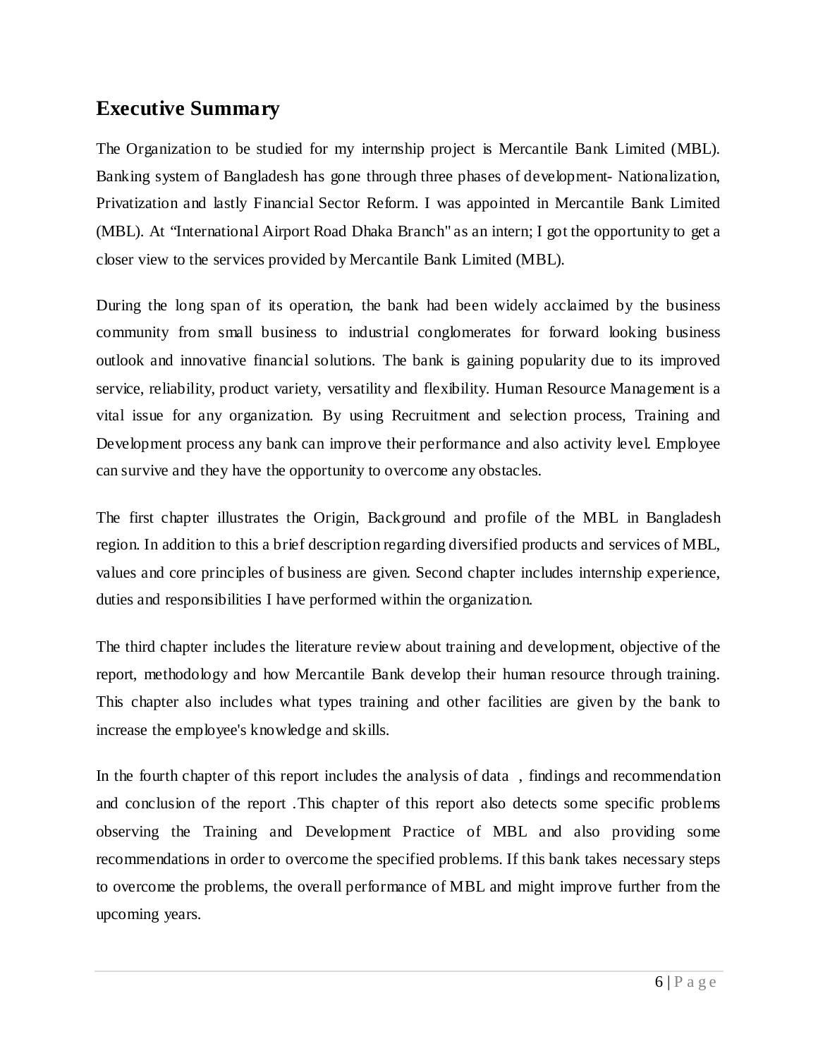## Executive Summary

The Organization to be studied for my internship project is Mercantile Bank Limited (MBL). Banking system of Bangladesh has gone through three phases of development- Nationalization, Privatization and lastly Financial Sector Reform. I was appointed in Mercantile Bank Limited (MBL). At "International Airport Road Dhaka Branch" as an intern; I got the opportunity to get a closer view to the services provided by Mercantile Bank Limited (MBL).

During the long span of its operation, the bank had been widely acclaimed by the business community from small business to industrial conglomerates for forward looking business outlook and innovative financial solutions. The bank is gaining popularity due to its improved service, reliability, product variety, versatility and flexibility. Human Resource Management is a vital issue for any organization. By using Recruitment and selection process, Training and Development process any bank can improve their performance and also activity level. Employee can survive and they have the opportunity to overcome any obstacles.

The first chapter illustrates the Origin, Background and profile of the MBL in Bangladesh region. In addition to this a brief description regarding diversified products and services of MBL, values and core principles of business are given. Second chapter includes internship experience, duties and responsibilities I have performed within the organization.

The third chapter includes the literature review about training and development, objective of the report, methodology and how Mercantile Bank develop their human resource through training. This chapter also includes what types training and other facilities are given by the bank to increase the employee's knowledge and skills.

In the fourth chapter of this report includes the analysis of data , findings and recommendation and conclusion of the report .This chapter of this report also detects some specific problems observing the Training and Development Practice of MBL and also providing some recommendations in order to overcome the specified problems. If this bank takes necessary steps to overcome the problems, the overall performance of MBL and might improve further from the upcoming years.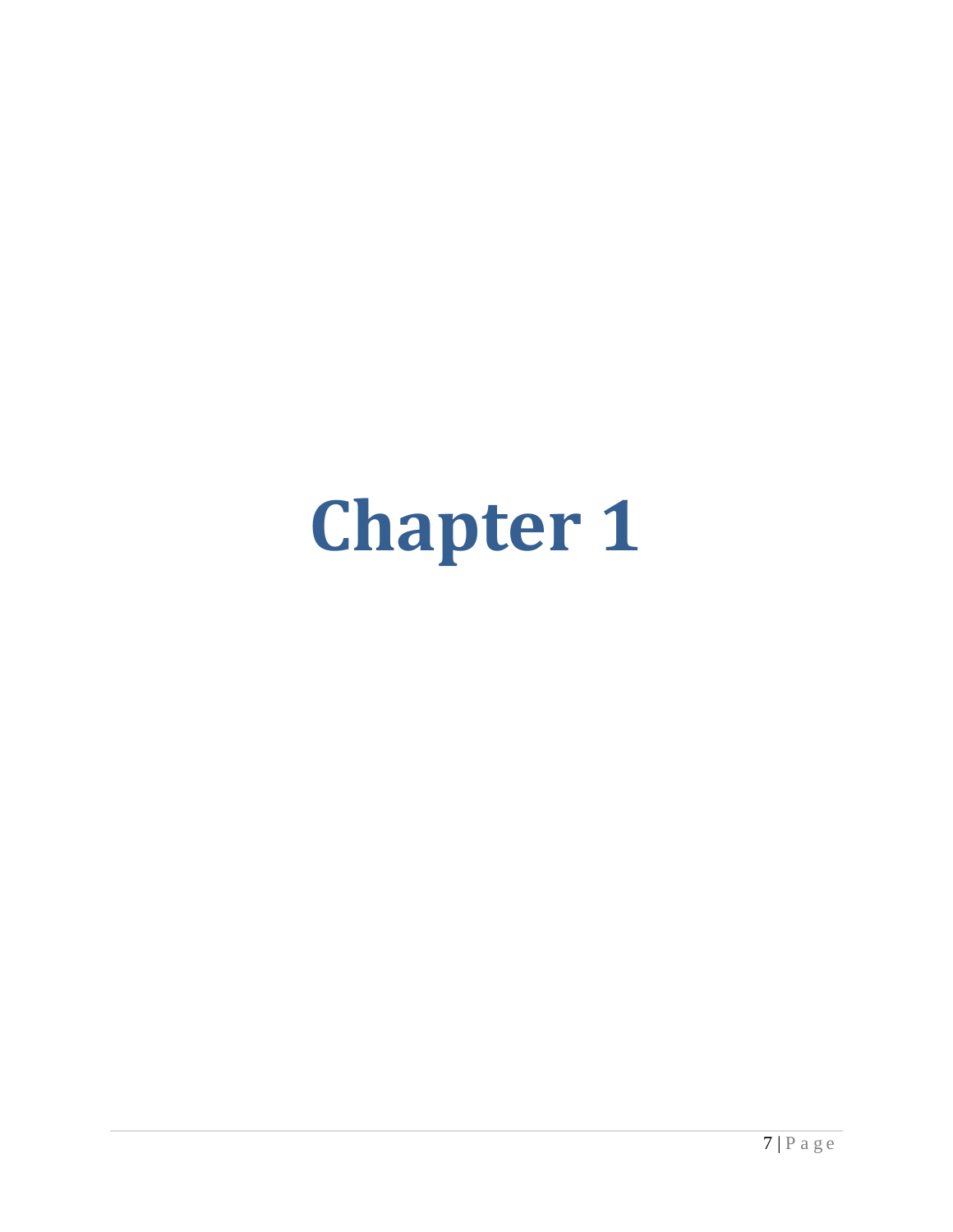# Chapter 1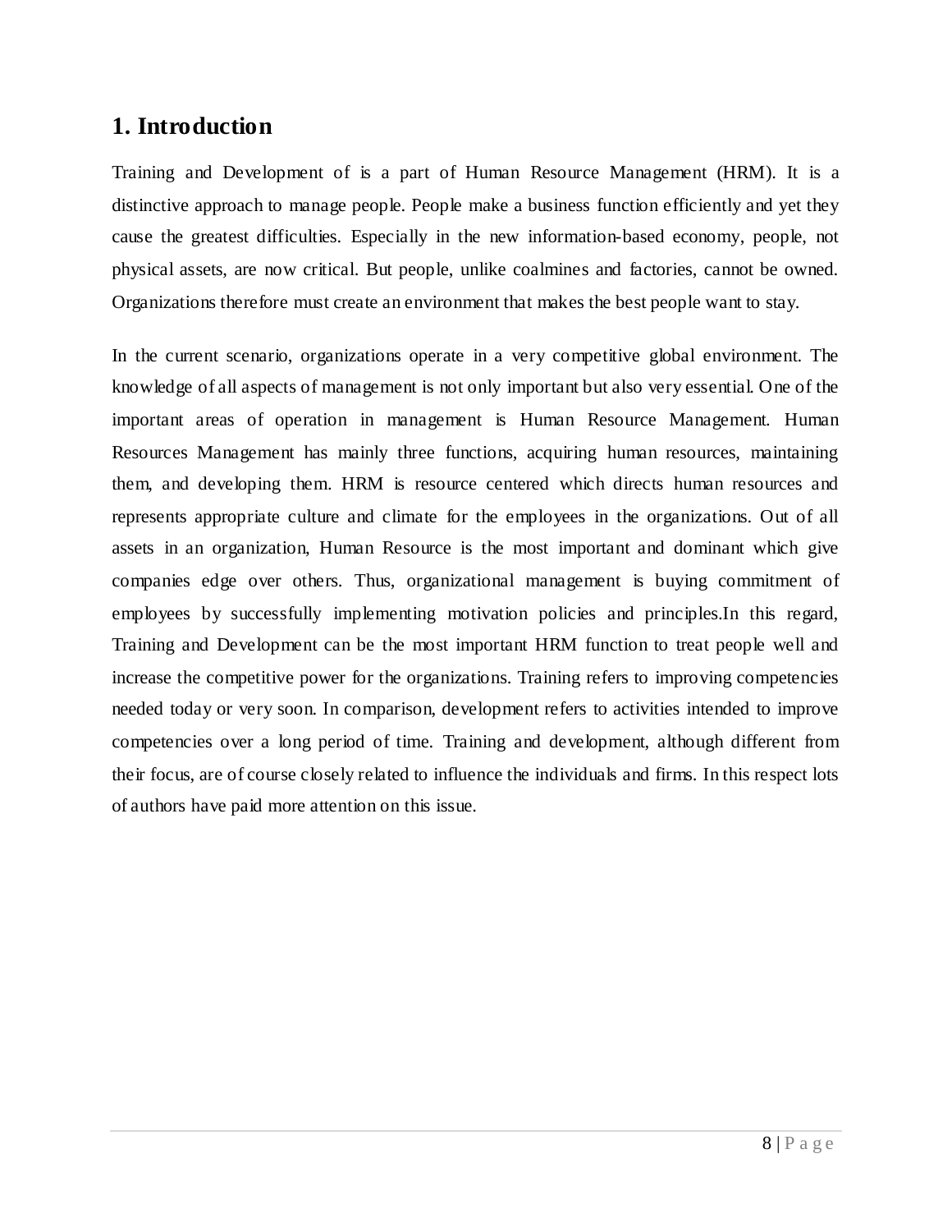# 1. Introduction

Training and Development of is a part of Human Resource Management (HRM). It is a distinctive approach to manage people. People make a business function efficiently and yet they cause the greatest difficulties. Especially in the new information-based economy, people, not physical assets, are now critical. But people, unlike coalmines and factories, cannot be owned. Organizations therefore must create an environment that makes the best people want to stay.

In the current scenario, organizations operate in a very competitive global environment. The knowledge of all aspects of management is not only important but also very essential. One of the important areas of operation in management is Human Resource Management. Human Resources Management has mainly three functions, acquiring human resources, maintaining them, and developing them. HRM is resource centered which directs human resources and represents appropriate culture and climate for the employees in the organizations. Out of all assets in an organization, Human Resource is the most important and dominant which give companies edge over others. Thus, organizational management is buying commitment of employees by successfully implementing motivation policies and principles.In this regard, Training and Development can be the most important HRM function to treat people well and increase the competitive power for the organizations. Training refers to improving competencies needed today or very soon. In comparison, development refers to activities intended to improve competencies over a long period of time. Training and development, although different from their focus, are of course closely related to influence the individuals and firms. In this respect lots of authors have paid more attention on this issue.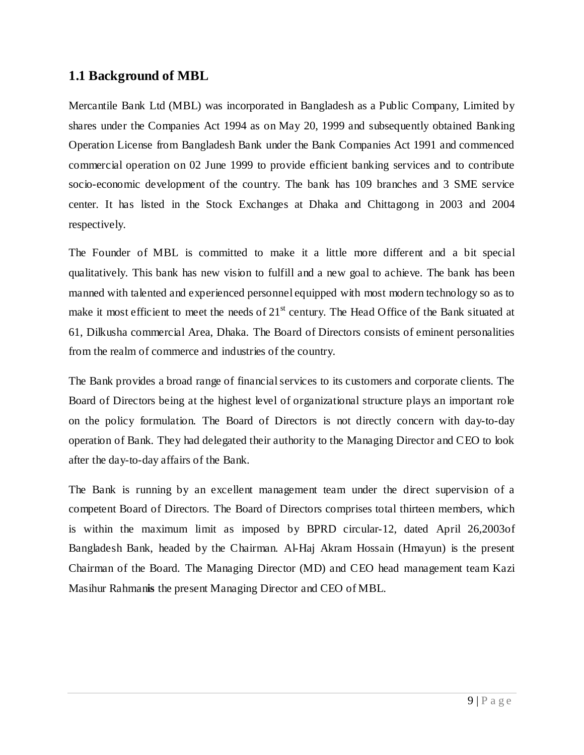## 1.1 Background of MBL

Mercantile Bank Ltd (MBL) was incorporated in Bangladesh as a Public Company, Limited by shares under the Companies Act 1994 as on May 20, 1999 and subsequently obtained Banking Operation License from Bangladesh Bank under the Bank Companies Act 1991 and commenced commercial operation on 02 June 1999 to provide efficient banking services and to contribute socio-economic development of the country. The bank has 109 branches and 3 SME service center. It has listed in the Stock Exchanges at Dhaka and Chittagong in 2003 and 2004 respectively.

The Founder of MBL is committed to make it a little more different and a bit special qualitatively. This bank has new vision to fulfill and a new goal to achieve. The bank has been manned with talented and experienced personnel equipped with most modern technology so as to make it most efficient to meet the needs of 21st century. The Head Office of the Bank situated at 61, Dilkusha commercial Area, Dhaka. The Board of Directors consists of eminent personalities from the realm of commerce and industries of the country.

The Bank provides a broad range of financial services to its customers and corporate clients. The Board of Directors being at the highest level of organizational structure plays an important role on the policy formulation. The Board of Directors is not directly concern with day-to-day operation of Bank. They had delegated their authority to the Managing Director and CEO to look after the day-to-day affairs of the Bank.

The Bank is running by an excellent management team under the direct supervision of a competent Board of Directors. The Board of Directors comprises total thirteen members, which is within the maximum limit as imposed by BPRD circular-12, dated April 26,2003of Bangladesh Bank, headed by the Chairman. Al-Haj Akram Hossain (Hmayun) is the present Chairman of the Board. The Managing Director (MD) and CEO head management team Kazi Masihur Rahman**is** the present Managing Director and CEO of MBL.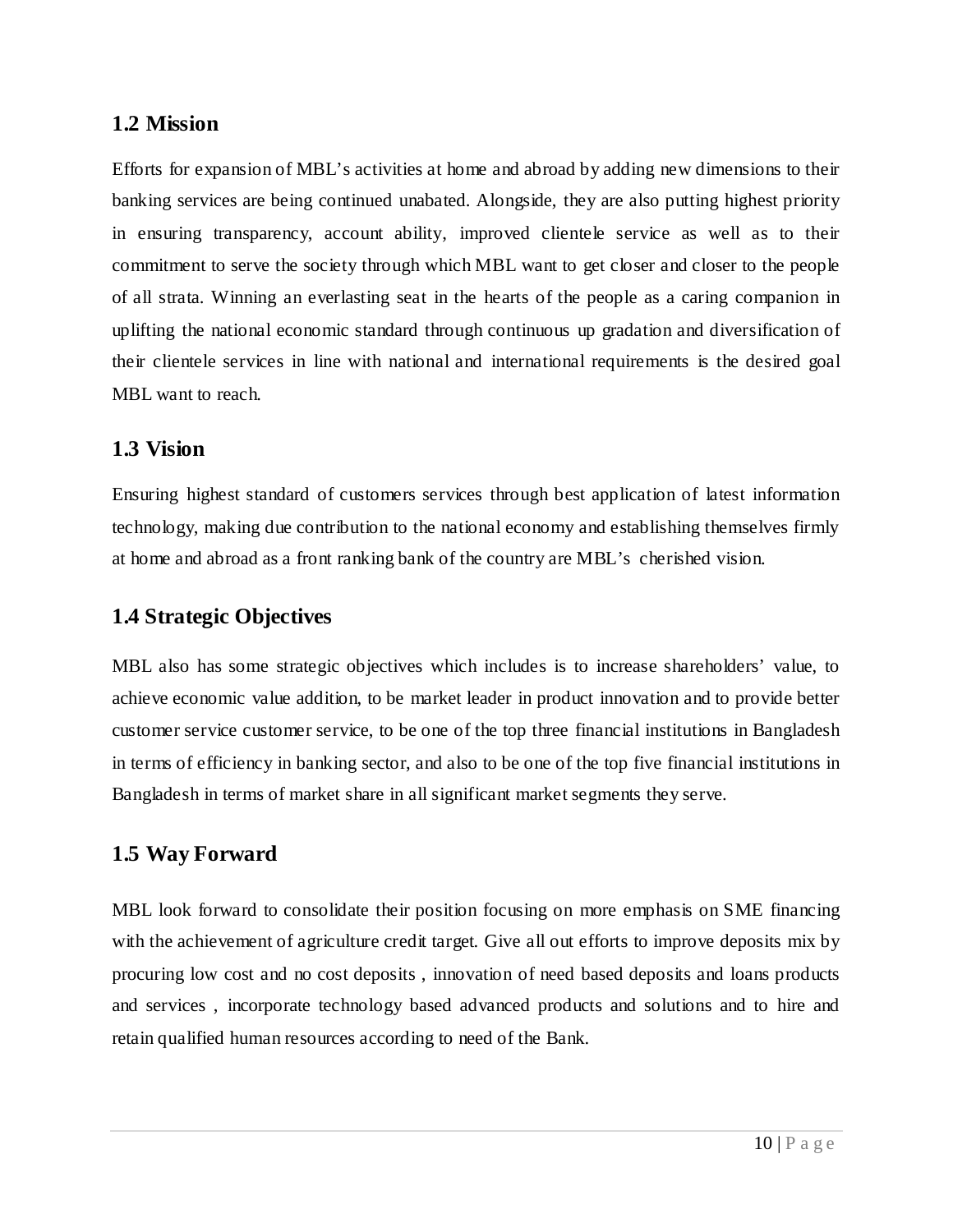## 1.2 Mission

Efforts for expansion of MBL's activities at home and abroad by adding new dimensions to their banking services are being continued unabated. Alongside, they are also putting highest priority in ensuring transparency, account ability, improved clientele service as well as to their commitment to serve the society through which MBL want to get closer and closer to the people of all strata. Winning an everlasting seat in the hearts of the people as a caring companion in uplifting the national economic standard through continuous up gradation and diversification of their clientele services in line with national and international requirements is the desired goal MBL want to reach.

## 1.3 Vision

Ensuring highest standard of customers services through best application of latest information technology, making due contribution to the national economy and establishing themselves firmly at home and abroad as a front ranking bank of the country are MBL's cherished vision.

## 1.4 Strategic Objectives

MBL also has some strategic objectives which includes is to increase shareholders' value, to achieve economic value addition, to be market leader in product innovation and to provide better customer service customer service, to be one of the top three financial institutions in Bangladesh in terms of efficiency in banking sector, and also to be one of the top five financial institutions in Bangladesh in terms of market share in all significant market segments they serve.

## 1.5 Way Forward

MBL look forward to consolidate their position focusing on more emphasis on SME financing with the achievement of agriculture credit target. Give all out efforts to improve deposits mix by procuring low cost and no cost deposits , innovation of need based deposits and loans products and services , incorporate technology based advanced products and solutions and to hire and retain qualified human resources according to need of the Bank.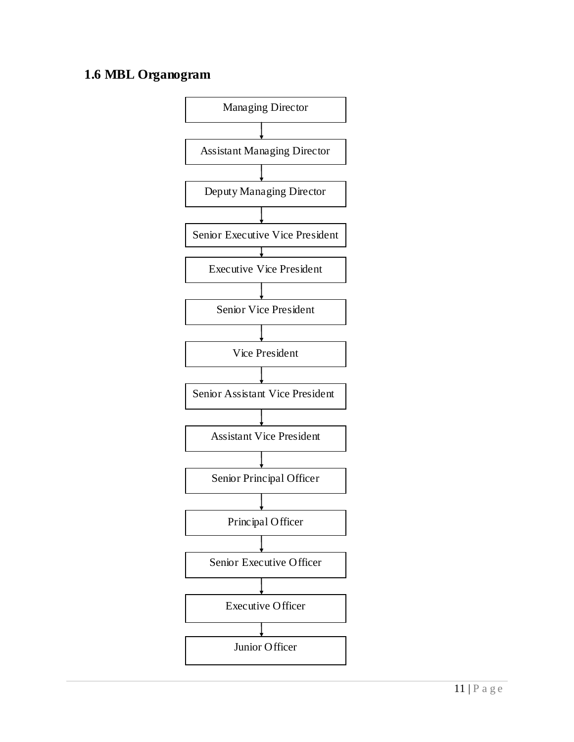## 1.6 MBL Organogram

Managing Director

↓

Assistant Managing Director

↓

Deputy Managing Director

↓

Senior Executive Vice President

↓

Executive Vice President

↓

Senior Vice President

↓

Vice President

↓

Senior Assistant Vice President

↓

Assistant Vice President

↓

Senior Principal Officer

↓

Principal Officer

↓

Senior Executive Officer

↓

Executive Officer

↓

Junior Officer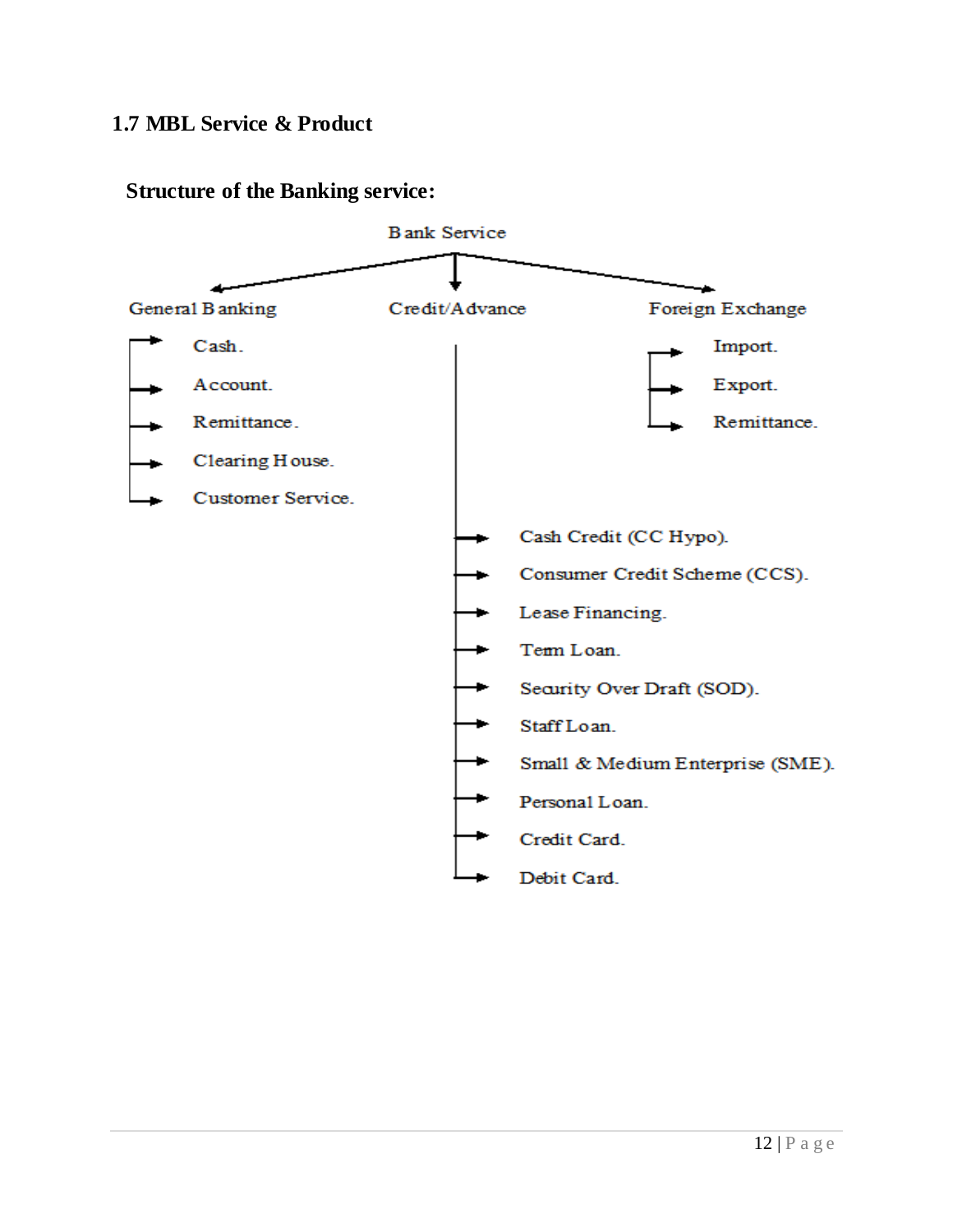## 1.7 MBL Service & Product

### Structure of the Banking service:

Bank Service

- General Banking
  - Cash.
  - Account.
  - Remittance.
  - Clearing House.
  - Customer Service.
- Credit/Advance
  - Cash Credit (CC Hypo).
  - Consumer Credit Scheme (CCS).
  - Lease Financing.
  - Term Loan.
  - Security Over Draft (SOD).
  - Staff Loan.
  - Small & Medium Enterprise (SME).
  - Personal Loan.
  - Credit Card.
  - Debit Card.
- Foreign Exchange
  - Import.
  - Export.
  - Remittance.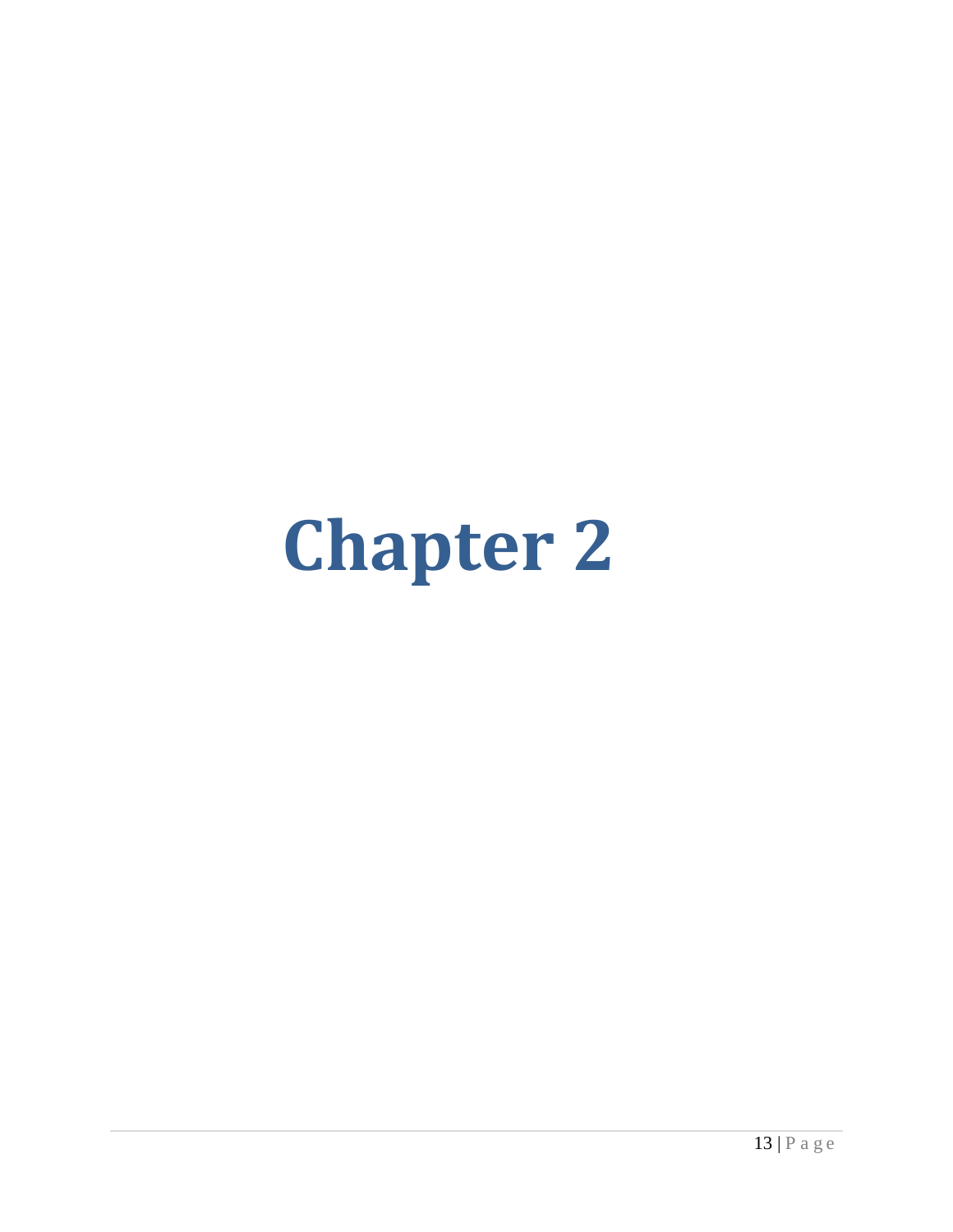# Chapter 2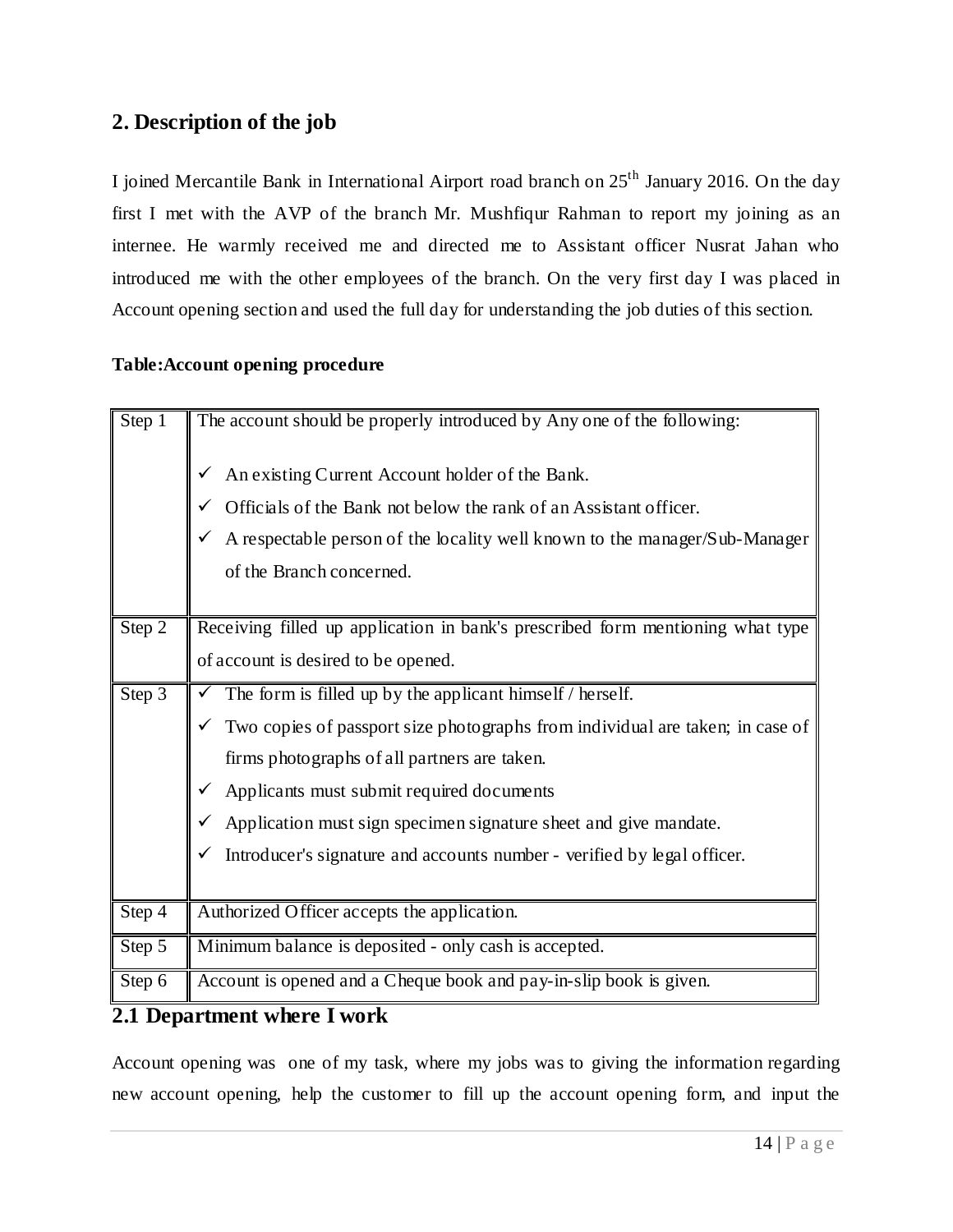## 2. Description of the job

I joined Mercantile Bank in International Airport road branch on 25th January 2016. On the day first I met with the AVP of the branch Mr. Mushfiqur Rahman to report my joining as an internee. He warmly received me and directed me to Assistant officer Nusrat Jahan who introduced me with the other employees of the branch. On the very first day I was placed in Account opening section and used the full day for understanding the job duties of this section.

**Table:Account opening procedure**

| Step | Procedure |
| --- | --- |
| Step 1 | The account should be properly introduced by Any one of the following:<br><br>✓ An existing Current Account holder of the Bank.<br>✓ Officials of the Bank not below the rank of an Assistant officer.<br>✓ A respectable person of the locality well known to the manager/Sub-Manager of the Branch concerned. |
| Step 2 | Receiving filled up application in bank's prescribed form mentioning what type of account is desired to be opened. |
| Step 3 | ✓ The form is filled up by the applicant himself / herself.<br>✓ Two copies of passport size photographs from individual are taken; in case of firms photographs of all partners are taken.<br>✓ Applicants must submit required documents<br>✓ Application must sign specimen signature sheet and give mandate.<br>✓ Introducer's signature and accounts number - verified by legal officer. |
| Step 4 | Authorized Officer accepts the application. |
| Step 5 | Minimum balance is deposited - only cash is accepted. |
| Step 6 | Account is opened and a Cheque book and pay-in-slip book is given. |

### 2.1 Department where I work

Account opening was one of my task, where my jobs was to giving the information regarding new account opening, help the customer to fill up the account opening form, and input the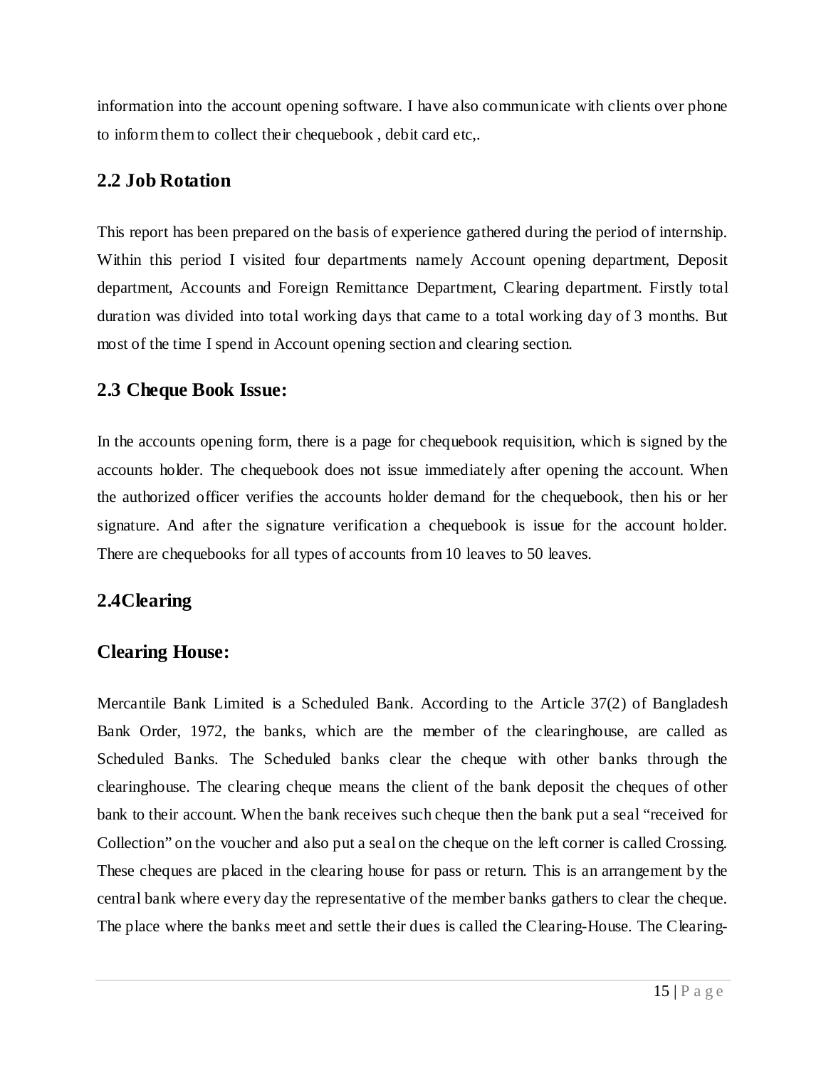information into the account opening software. I have also communicate with clients over phone to inform them to collect their chequebook , debit card etc,.

## 2.2 Job Rotation

This report has been prepared on the basis of experience gathered during the period of internship. Within this period I visited four departments namely Account opening department, Deposit department, Accounts and Foreign Remittance Department, Clearing department. Firstly total duration was divided into total working days that came to a total working day of 3 months. But most of the time I spend in Account opening section and clearing section.

## 2.3 Cheque Book Issue:

In the accounts opening form, there is a page for chequebook requisition, which is signed by the accounts holder. The chequebook does not issue immediately after opening the account. When the authorized officer verifies the accounts holder demand for the chequebook, then his or her signature. And after the signature verification a chequebook is issue for the account holder. There are chequebooks for all types of accounts from 10 leaves to 50 leaves.

## 2.4Clearing

## Clearing House:

Mercantile Bank Limited is a Scheduled Bank. According to the Article 37(2) of Bangladesh Bank Order, 1972, the banks, which are the member of the clearinghouse, are called as Scheduled Banks. The Scheduled banks clear the cheque with other banks through the clearinghouse. The clearing cheque means the client of the bank deposit the cheques of other bank to their account. When the bank receives such cheque then the bank put a seal "received for Collection" on the voucher and also put a seal on the cheque on the left corner is called Crossing. These cheques are placed in the clearing house for pass or return. This is an arrangement by the central bank where every day the representative of the member banks gathers to clear the cheque. The place where the banks meet and settle their dues is called the Clearing-House. The Clearing-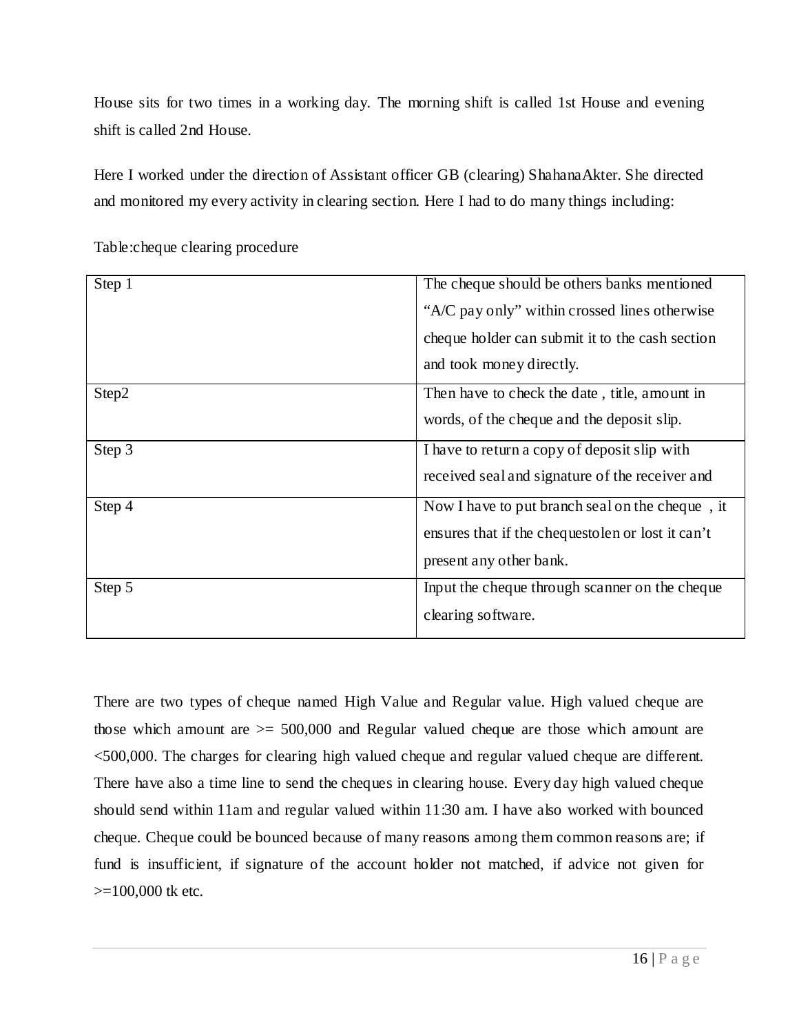House sits for two times in a working day. The morning shift is called 1st House and evening shift is called 2nd House.

Here I worked under the direction of Assistant officer GB (clearing) ShahanaAkter. She directed and monitored my every activity in clearing section. Here I had to do many things including:

Table:cheque clearing procedure

| | |
|---|---|
| Step 1 | The cheque should be others banks mentioned "A/C pay only" within crossed lines otherwise cheque holder can submit it to the cash section and took money directly. |
| Step2 | Then have to check the date , title, amount in words, of the cheque and the deposit slip. |
| Step 3 | I have to return a copy of deposit slip with received seal and signature of the receiver and |
| Step 4 | Now I have to put branch seal on the cheque , it ensures that if the chequestolen or lost it can't present any other bank. |
| Step 5 | Input the cheque through scanner on the cheque clearing software. |

There are two types of cheque named High Value and Regular value. High valued cheque are those which amount are >= 500,000 and Regular valued cheque are those which amount are <500,000. The charges for clearing high valued cheque and regular valued cheque are different. There have also a time line to send the cheques in clearing house. Every day high valued cheque should send within 11am and regular valued within 11:30 am. I have also worked with bounced cheque. Cheque could be bounced because of many reasons among them common reasons are; if fund is insufficient, if signature of the account holder not matched, if advice not given for >=100,000 tk etc.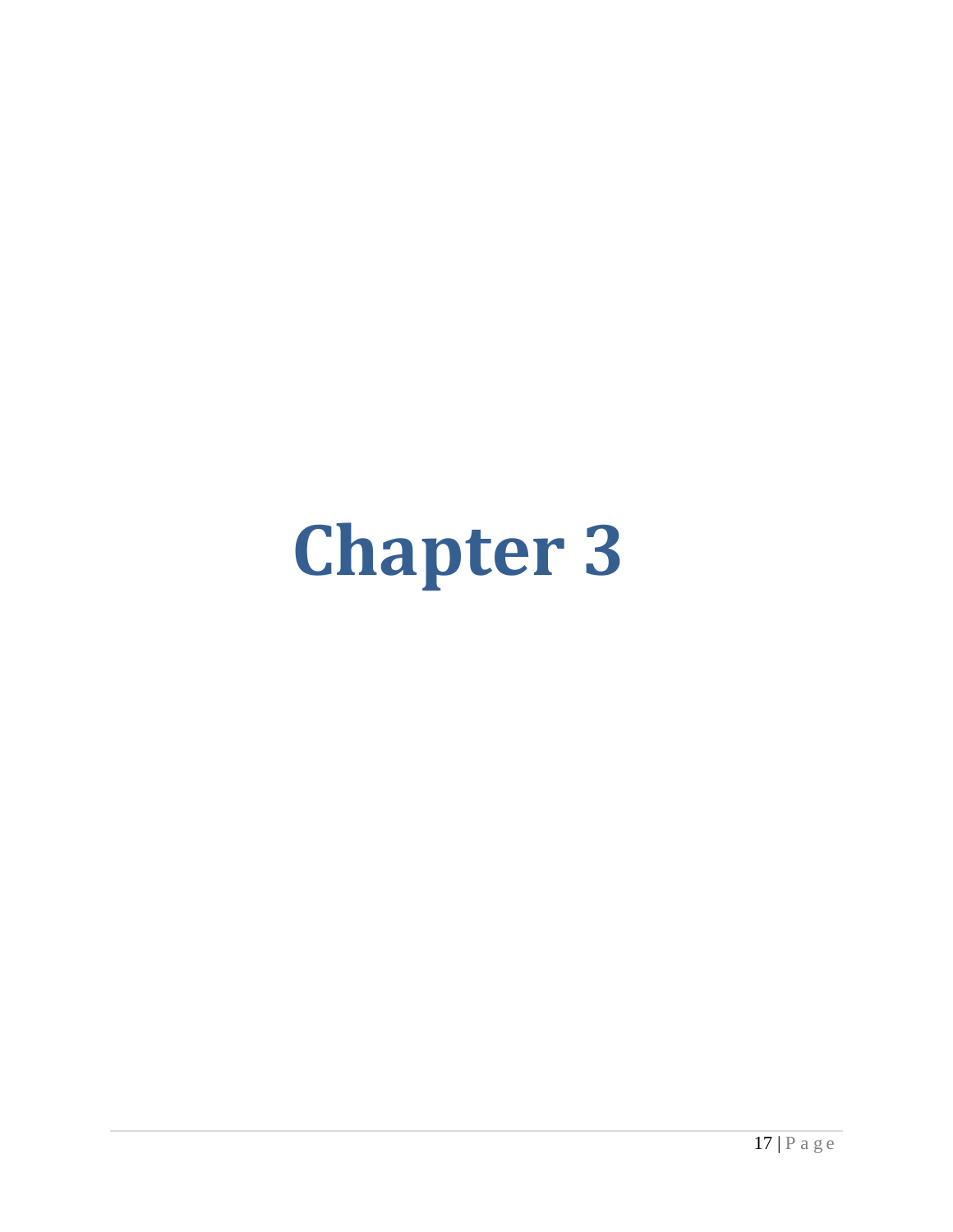# Chapter 3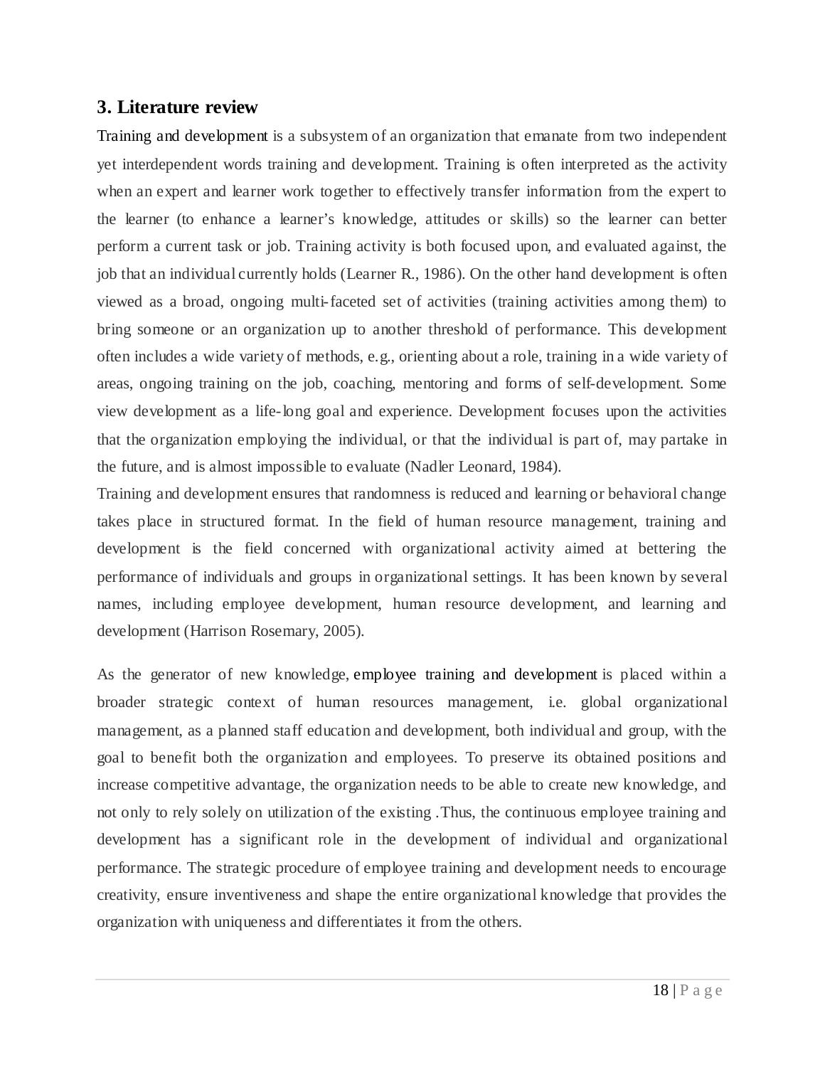## 3. Literature review

Training and development is a subsystem of an organization that emanate from two independent yet interdependent words training and development. Training is often interpreted as the activity when an expert and learner work together to effectively transfer information from the expert to the learner (to enhance a learner's knowledge, attitudes or skills) so the learner can better perform a current task or job. Training activity is both focused upon, and evaluated against, the job that an individual currently holds (Learner R., 1986). On the other hand development is often viewed as a broad, ongoing multi-faceted set of activities (training activities among them) to bring someone or an organization up to another threshold of performance. This development often includes a wide variety of methods, e.g., orienting about a role, training in a wide variety of areas, ongoing training on the job, coaching, mentoring and forms of self-development. Some view development as a life-long goal and experience. Development focuses upon the activities that the organization employing the individual, or that the individual is part of, may partake in the future, and is almost impossible to evaluate (Nadler Leonard, 1984).

Training and development ensures that randomness is reduced and learning or behavioral change takes place in structured format. In the field of human resource management, training and development is the field concerned with organizational activity aimed at bettering the performance of individuals and groups in organizational settings. It has been known by several names, including employee development, human resource development, and learning and development (Harrison Rosemary, 2005).

As the generator of new knowledge, employee training and development is placed within a broader strategic context of human resources management, i.e. global organizational management, as a planned staff education and development, both individual and group, with the goal to benefit both the organization and employees. To preserve its obtained positions and increase competitive advantage, the organization needs to be able to create new knowledge, and not only to rely solely on utilization of the existing .Thus, the continuous employee training and development has a significant role in the development of individual and organizational performance. The strategic procedure of employee training and development needs to encourage creativity, ensure inventiveness and shape the entire organizational knowledge that provides the organization with uniqueness and differentiates it from the others.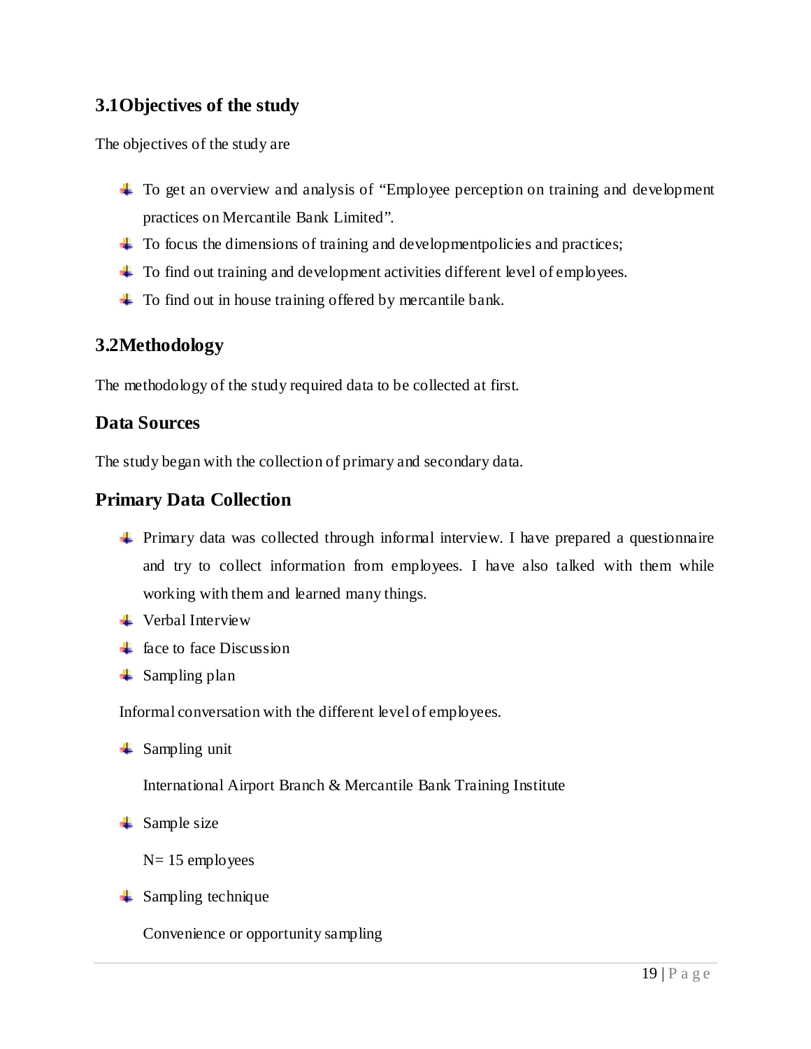## 3.1Objectives of the study

The objectives of the study are

- To get an overview and analysis of "Employee perception on training and development practices on Mercantile Bank Limited".
- To focus the dimensions of training and developmentpolicies and practices;
- To find out training and development activities different level of employees.
- To find out in house training offered by mercantile bank.

## 3.2Methodology

The methodology of the study required data to be collected at first.

### Data Sources

The study began with the collection of primary and secondary data.

### Primary Data Collection

- Primary data was collected through informal interview. I have prepared a questionnaire and try to collect information from employees. I have also talked with them while working with them and learned many things.
- Verbal Interview
- face to face Discussion
- Sampling plan

Informal conversation with the different level of employees.

- Sampling unit

  International Airport Branch & Mercantile Bank Training Institute

- Sample size

  N= 15 employees

- Sampling technique

  Convenience or opportunity sampling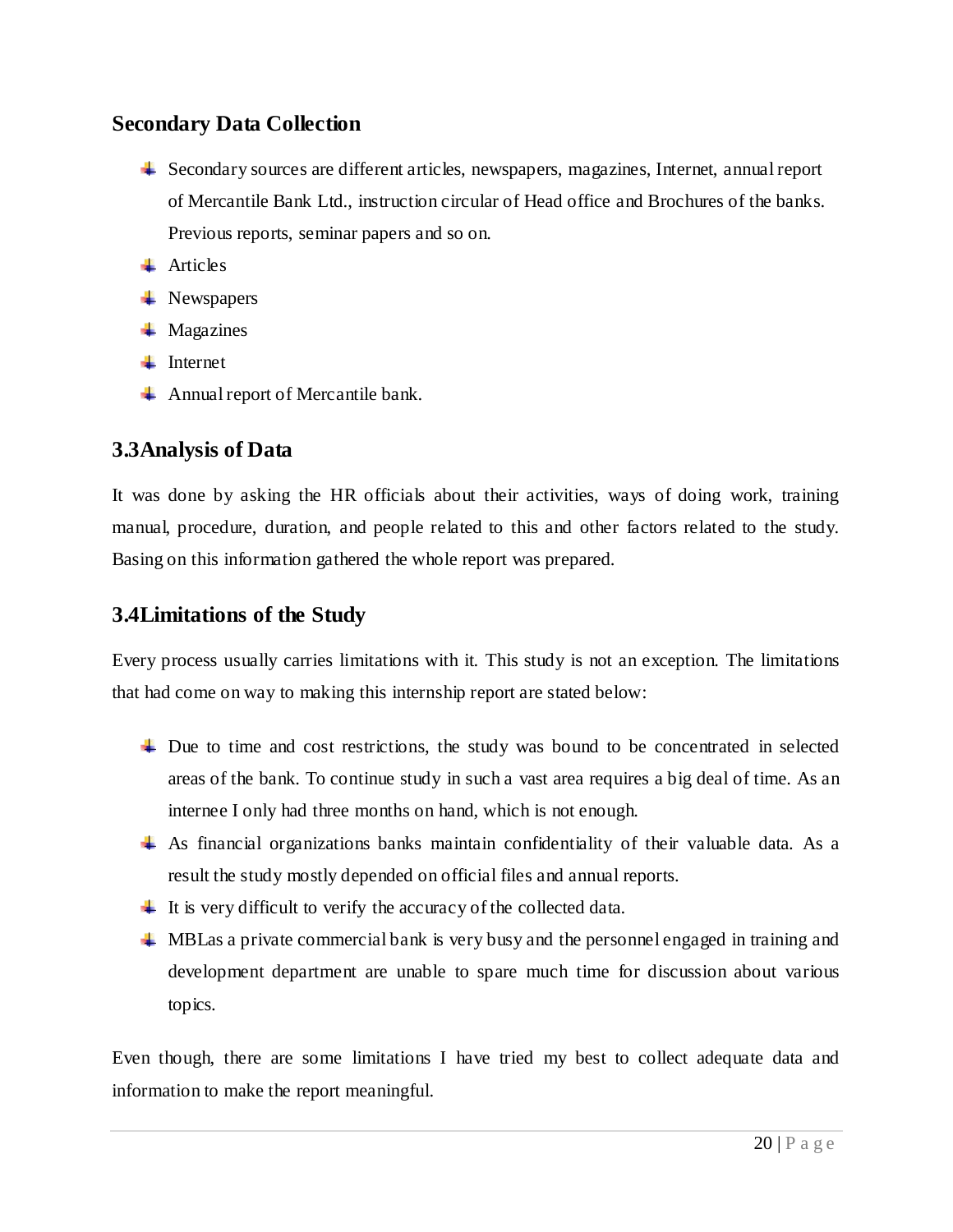### Secondary Data Collection

- Secondary sources are different articles, newspapers, magazines, Internet, annual report of Mercantile Bank Ltd., instruction circular of Head office and Brochures of the banks. Previous reports, seminar papers and so on.
- Articles
- Newspapers
- Magazines
- Internet
- Annual report of Mercantile bank.

## 3.3Analysis of Data

It was done by asking the HR officials about their activities, ways of doing work, training manual, procedure, duration, and people related to this and other factors related to the study. Basing on this information gathered the whole report was prepared.

## 3.4Limitations of the Study

Every process usually carries limitations with it. This study is not an exception. The limitations that had come on way to making this internship report are stated below:

- Due to time and cost restrictions, the study was bound to be concentrated in selected areas of the bank. To continue study in such a vast area requires a big deal of time. As an internee I only had three months on hand, which is not enough.
- As financial organizations banks maintain confidentiality of their valuable data. As a result the study mostly depended on official files and annual reports.
- It is very difficult to verify the accuracy of the collected data.
- MBLas a private commercial bank is very busy and the personnel engaged in training and development department are unable to spare much time for discussion about various topics.

Even though, there are some limitations I have tried my best to collect adequate data and information to make the report meaningful.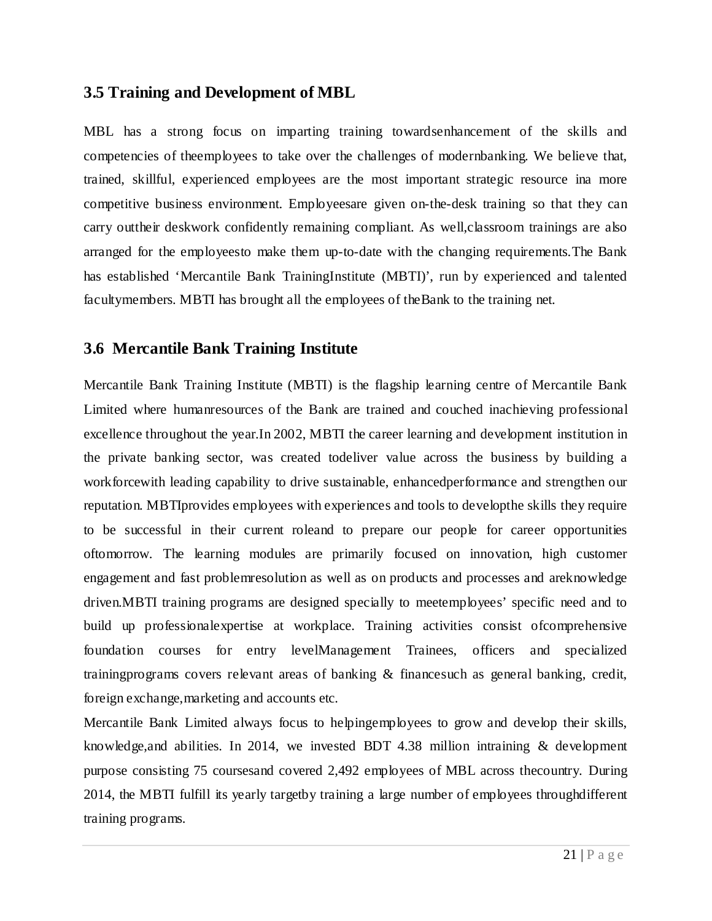## 3.5 Training and Development of MBL

MBL has a strong focus on imparting training towardsenhancement of the skills and competencies of theemployees to take over the challenges of modernbanking. We believe that, trained, skillful, experienced employees are the most important strategic resource ina more competitive business environment. Employeesare given on-the-desk training so that they can carry outtheir deskwork confidently remaining compliant. As well,classroom trainings are also arranged for the employeesto make them up-to-date with the changing requirements.The Bank has established 'Mercantile Bank TrainingInstitute (MBTI)', run by experienced and talented facultymembers. MBTI has brought all the employees of theBank to the training net.

## 3.6 Mercantile Bank Training Institute

Mercantile Bank Training Institute (MBTI) is the flagship learning centre of Mercantile Bank Limited where humanresources of the Bank are trained and couched inachieving professional excellence throughout the year.In 2002, MBTI the career learning and development institution in the private banking sector, was created todeliver value across the business by building a workforcewith leading capability to drive sustainable, enhancedperformance and strengthen our reputation. MBTIprovides employees with experiences and tools to developthe skills they require to be successful in their current roleand to prepare our people for career opportunities oftomorrow. The learning modules are primarily focused on innovation, high customer engagement and fast problemresolution as well as on products and processes and areknowledge driven.MBTI training programs are designed specially to meetemployees' specific need and to build up professionalexpertise at workplace. Training activities consist ofcomprehensive foundation courses for entry levelManagement Trainees, officers and specialized trainingprograms covers relevant areas of banking & financesuch as general banking, credit, foreign exchange,marketing and accounts etc.

Mercantile Bank Limited always focus to helpingemployees to grow and develop their skills, knowledge,and abilities. In 2014, we invested BDT 4.38 million intraining & development purpose consisting 75 coursesand covered 2,492 employees of MBL across thecountry. During 2014, the MBTI fulfill its yearly targetby training a large number of employees throughdifferent training programs.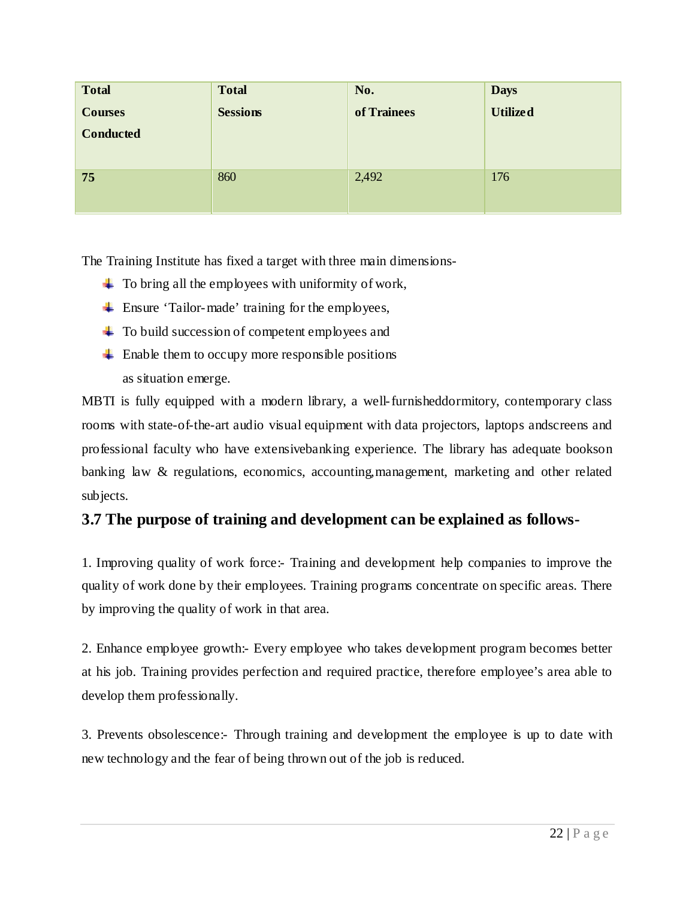| **Total Courses Conducted** | **Total Sessions** | **No. of Trainees** | **Days Utilized** |
|---|---|---|---|
| **75** | 860 | 2,492 | 176 |

The Training Institute has fixed a target with three main dimensions-

- To bring all the employees with uniformity of work,
- Ensure 'Tailor-made' training for the employees,
- To build succession of competent employees and
- Enable them to occupy more responsible positions as situation emerge.

MBTI is fully equipped with a modern library, a well-furnisheddormitory, contemporary class rooms with state-of-the-art audio visual equipment with data projectors, laptops andscreens and professional faculty who have extensivebanking experience. The library has adequate bookson banking law & regulations, economics, accounting,management, marketing and other related subjects.

## 3.7 The purpose of training and development can be explained as follows-

1. Improving quality of work force:- Training and development help companies to improve the quality of work done by their employees. Training programs concentrate on specific areas. There by improving the quality of work in that area.

2. Enhance employee growth:- Every employee who takes development program becomes better at his job. Training provides perfection and required practice, therefore employee's area able to develop them professionally.

3. Prevents obsolescence:- Through training and development the employee is up to date with new technology and the fear of being thrown out of the job is reduced.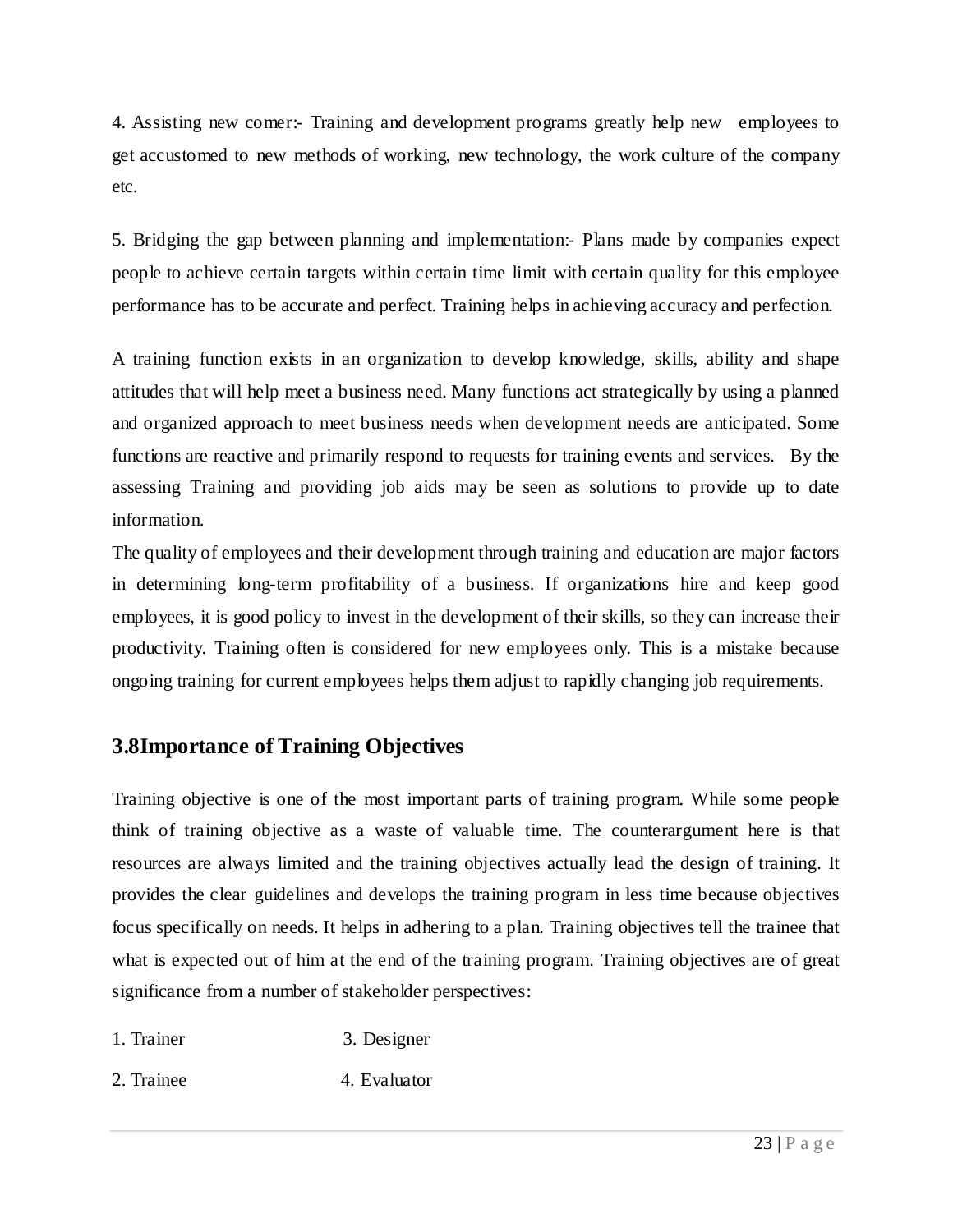4. Assisting new comer:- Training and development programs greatly help new employees to get accustomed to new methods of working, new technology, the work culture of the company etc.

5. Bridging the gap between planning and implementation:- Plans made by companies expect people to achieve certain targets within certain time limit with certain quality for this employee performance has to be accurate and perfect. Training helps in achieving accuracy and perfection.

A training function exists in an organization to develop knowledge, skills, ability and shape attitudes that will help meet a business need. Many functions act strategically by using a planned and organized approach to meet business needs when development needs are anticipated. Some functions are reactive and primarily respond to requests for training events and services. By the assessing Training and providing job aids may be seen as solutions to provide up to date information.

The quality of employees and their development through training and education are major factors in determining long-term profitability of a business. If organizations hire and keep good employees, it is good policy to invest in the development of their skills, so they can increase their productivity. Training often is considered for new employees only. This is a mistake because ongoing training for current employees helps them adjust to rapidly changing job requirements.

## 3.8Importance of Training Objectives

Training objective is one of the most important parts of training program. While some people think of training objective as a waste of valuable time. The counterargument here is that resources are always limited and the training objectives actually lead the design of training. It provides the clear guidelines and develops the training program in less time because objectives focus specifically on needs. It helps in adhering to a plan. Training objectives tell the trainee that what is expected out of him at the end of the training program. Training objectives are of great significance from a number of stakeholder perspectives:

1. Trainer
2. Trainee
3. Designer
4. Evaluator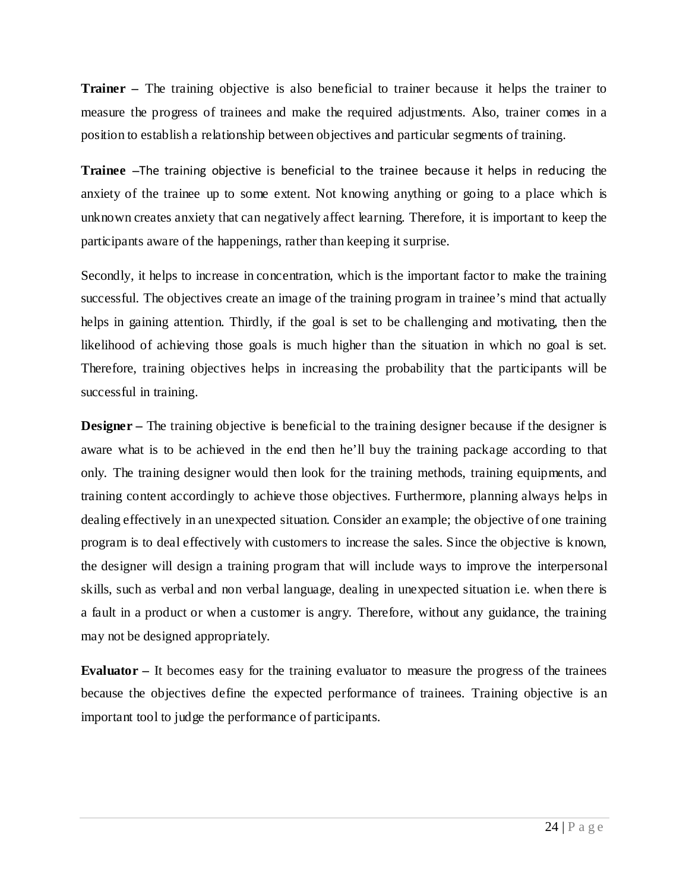**Trainer –** The training objective is also beneficial to trainer because it helps the trainer to measure the progress of trainees and make the required adjustments. Also, trainer comes in a position to establish a relationship between objectives and particular segments of training.

**Trainee –**The training objective is beneficial to the trainee because it helps in reducing the anxiety of the trainee up to some extent. Not knowing anything or going to a place which is unknown creates anxiety that can negatively affect learning. Therefore, it is important to keep the participants aware of the happenings, rather than keeping it surprise.

Secondly, it helps to increase in concentration, which is the important factor to make the training successful. The objectives create an image of the training program in trainee's mind that actually helps in gaining attention. Thirdly, if the goal is set to be challenging and motivating, then the likelihood of achieving those goals is much higher than the situation in which no goal is set. Therefore, training objectives helps in increasing the probability that the participants will be successful in training.

**Designer –** The training objective is beneficial to the training designer because if the designer is aware what is to be achieved in the end then he'll buy the training package according to that only. The training designer would then look for the training methods, training equipments, and training content accordingly to achieve those objectives. Furthermore, planning always helps in dealing effectively in an unexpected situation. Consider an example; the objective of one training program is to deal effectively with customers to increase the sales. Since the objective is known, the designer will design a training program that will include ways to improve the interpersonal skills, such as verbal and non verbal language, dealing in unexpected situation i.e. when there is a fault in a product or when a customer is angry. Therefore, without any guidance, the training may not be designed appropriately.

**Evaluator –** It becomes easy for the training evaluator to measure the progress of the trainees because the objectives define the expected performance of trainees. Training objective is an important tool to judge the performance of participants.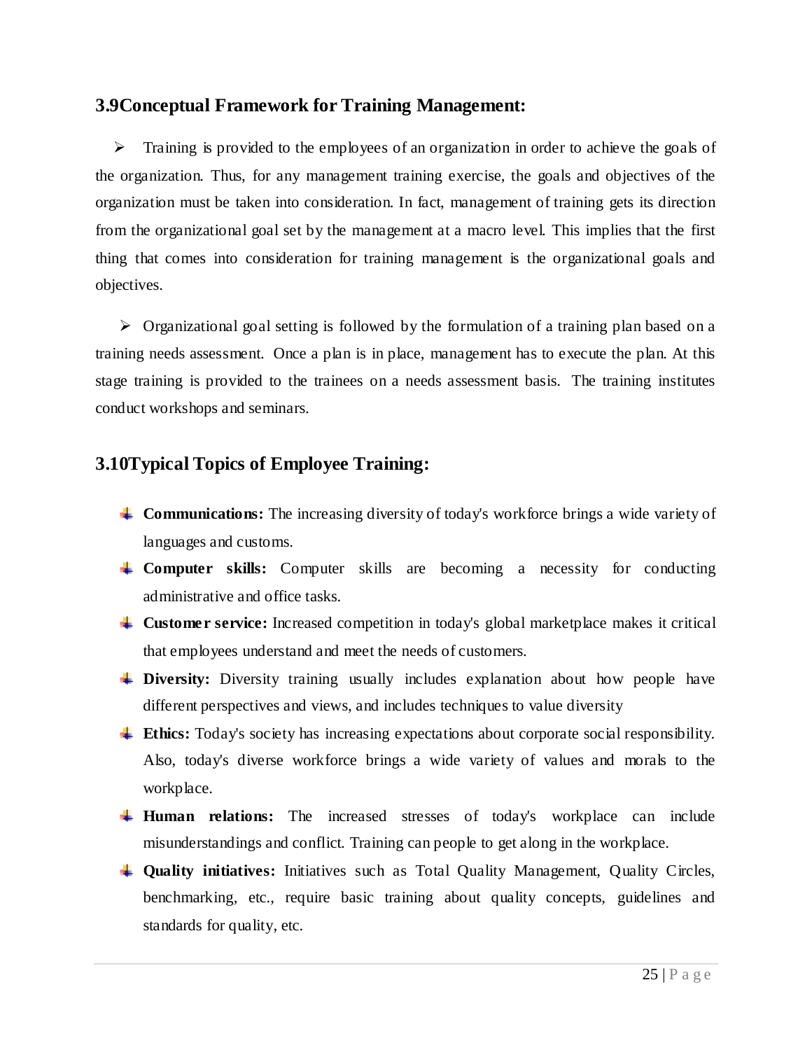## 3.9Conceptual Framework for Training Management:

- Training is provided to the employees of an organization in order to achieve the goals of the organization. Thus, for any management training exercise, the goals and objectives of the organization must be taken into consideration. In fact, management of training gets its direction from the organizational goal set by the management at a macro level. This implies that the first thing that comes into consideration for training management is the organizational goals and objectives.

- Organizational goal setting is followed by the formulation of a training plan based on a training needs assessment. Once a plan is in place, management has to execute the plan. At this stage training is provided to the trainees on a needs assessment basis. The training institutes conduct workshops and seminars.

## 3.10Typical Topics of Employee Training:

- **Communications:** The increasing diversity of today's workforce brings a wide variety of languages and customs.
- **Computer skills:** Computer skills are becoming a necessity for conducting administrative and office tasks.
- **Customer service:** Increased competition in today's global marketplace makes it critical that employees understand and meet the needs of customers.
- **Diversity:** Diversity training usually includes explanation about how people have different perspectives and views, and includes techniques to value diversity
- **Ethics:** Today's society has increasing expectations about corporate social responsibility. Also, today's diverse workforce brings a wide variety of values and morals to the workplace.
- **Human relations:** The increased stresses of today's workplace can include misunderstandings and conflict. Training can people to get along in the workplace.
- **Quality initiatives:** Initiatives such as Total Quality Management, Quality Circles, benchmarking, etc., require basic training about quality concepts, guidelines and standards for quality, etc.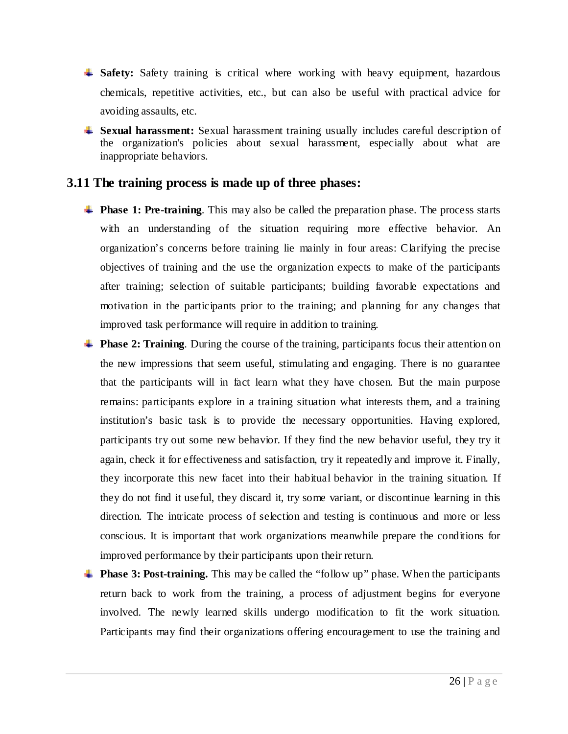- **Safety:** Safety training is critical where working with heavy equipment, hazardous chemicals, repetitive activities, etc., but can also be useful with practical advice for avoiding assaults, etc.
- **Sexual harassment:** Sexual harassment training usually includes careful description of the organization's policies about sexual harassment, especially about what are inappropriate behaviors.

## 3.11 The training process is made up of three phases:

- **Phase 1: Pre-training**. This may also be called the preparation phase. The process starts with an understanding of the situation requiring more effective behavior. An organization's concerns before training lie mainly in four areas: Clarifying the precise objectives of training and the use the organization expects to make of the participants after training; selection of suitable participants; building favorable expectations and motivation in the participants prior to the training; and planning for any changes that improved task performance will require in addition to training.
- **Phase 2: Training**. During the course of the training, participants focus their attention on the new impressions that seem useful, stimulating and engaging. There is no guarantee that the participants will in fact learn what they have chosen. But the main purpose remains: participants explore in a training situation what interests them, and a training institution's basic task is to provide the necessary opportunities. Having explored, participants try out some new behavior. If they find the new behavior useful, they try it again, check it for effectiveness and satisfaction, try it repeatedly and improve it. Finally, they incorporate this new facet into their habitual behavior in the training situation. If they do not find it useful, they discard it, try some variant, or discontinue learning in this direction. The intricate process of selection and testing is continuous and more or less conscious. It is important that work organizations meanwhile prepare the conditions for improved performance by their participants upon their return.
- **Phase 3: Post-training.** This may be called the "follow up" phase. When the participants return back to work from the training, a process of adjustment begins for everyone involved. The newly learned skills undergo modification to fit the work situation. Participants may find their organizations offering encouragement to use the training and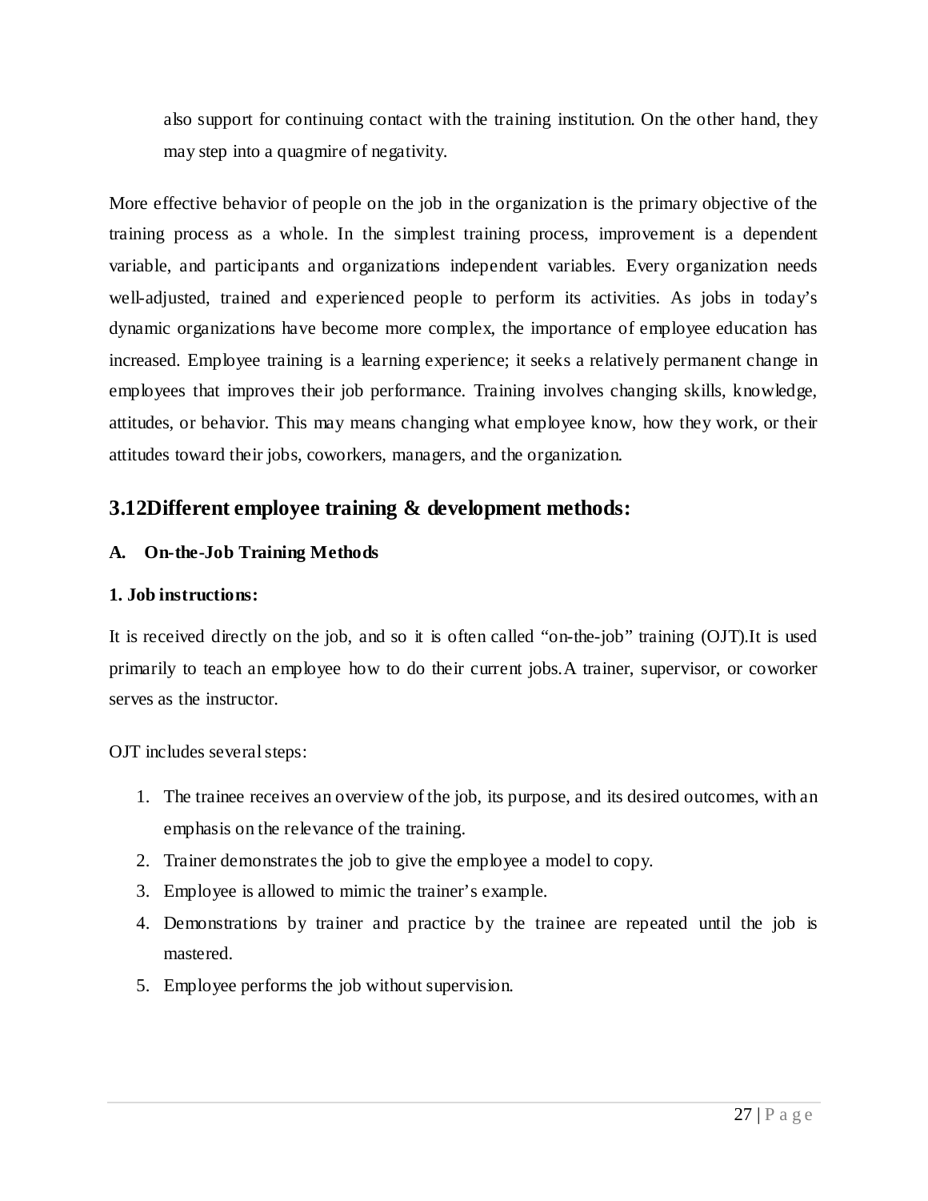also support for continuing contact with the training institution. On the other hand, they may step into a quagmire of negativity.

More effective behavior of people on the job in the organization is the primary objective of the training process as a whole. In the simplest training process, improvement is a dependent variable, and participants and organizations independent variables. Every organization needs well-adjusted, trained and experienced people to perform its activities. As jobs in today's dynamic organizations have become more complex, the importance of employee education has increased. Employee training is a learning experience; it seeks a relatively permanent change in employees that improves their job performance. Training involves changing skills, knowledge, attitudes, or behavior. This may means changing what employee know, how they work, or their attitudes toward their jobs, coworkers, managers, and the organization.

## 3.12Different employee training & development methods:

**A. On-the-Job Training Methods**

**1. Job instructions:**

It is received directly on the job, and so it is often called "on-the-job" training (OJT).It is used primarily to teach an employee how to do their current jobs.A trainer, supervisor, or coworker serves as the instructor.

OJT includes several steps:

1. The trainee receives an overview of the job, its purpose, and its desired outcomes, with an emphasis on the relevance of the training.
2. Trainer demonstrates the job to give the employee a model to copy.
3. Employee is allowed to mimic the trainer's example.
4. Demonstrations by trainer and practice by the trainee are repeated until the job is mastered.
5. Employee performs the job without supervision.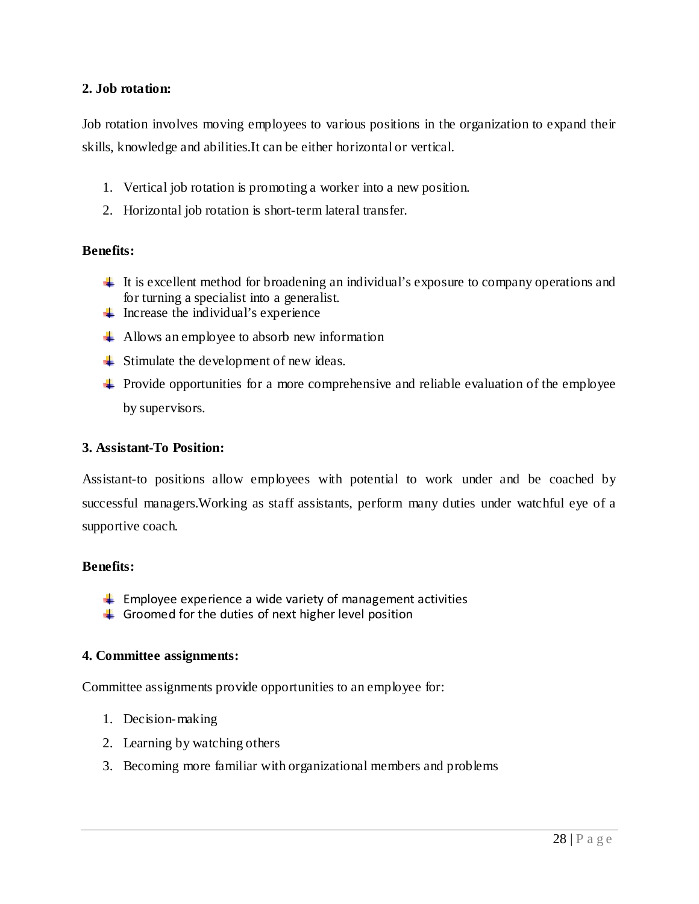**2. Job rotation:**

Job rotation involves moving employees to various positions in the organization to expand their skills, knowledge and abilities.It can be either horizontal or vertical.

1. Vertical job rotation is promoting a worker into a new position.
2. Horizontal job rotation is short-term lateral transfer.

**Benefits:**

- It is excellent method for broadening an individual's exposure to company operations and for turning a specialist into a generalist.
- Increase the individual's experience
- Allows an employee to absorb new information
- Stimulate the development of new ideas.
- Provide opportunities for a more comprehensive and reliable evaluation of the employee by supervisors.

**3. Assistant-To Position:**

Assistant-to positions allow employees with potential to work under and be coached by successful managers.Working as staff assistants, perform many duties under watchful eye of a supportive coach.

**Benefits:**

- Employee experience a wide variety of management activities
- Groomed for the duties of next higher level position

**4. Committee assignments:**

Committee assignments provide opportunities to an employee for:

1. Decision-making
2. Learning by watching others
3. Becoming more familiar with organizational members and problems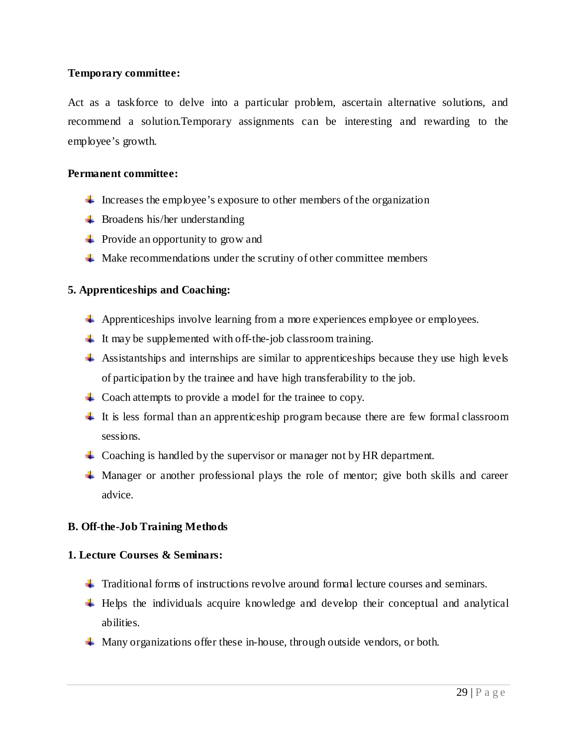**Temporary committee:**

Act as a taskforce to delve into a particular problem, ascertain alternative solutions, and recommend a solution.Temporary assignments can be interesting and rewarding to the employee's growth.

**Permanent committee:**

- Increases the employee's exposure to other members of the organization
- Broadens his/her understanding
- Provide an opportunity to grow and
- Make recommendations under the scrutiny of other committee members

**5. Apprenticeships and Coaching:**

- Apprenticeships involve learning from a more experiences employee or employees.
- It may be supplemented with off-the-job classroom training.
- Assistantships and internships are similar to apprenticeships because they use high levels of participation by the trainee and have high transferability to the job.
- Coach attempts to provide a model for the trainee to copy.
- It is less formal than an apprenticeship program because there are few formal classroom sessions.
- Coaching is handled by the supervisor or manager not by HR department.
- Manager or another professional plays the role of mentor; give both skills and career advice.

**B. Off-the-Job Training Methods**

**1. Lecture Courses & Seminars:**

- Traditional forms of instructions revolve around formal lecture courses and seminars.
- Helps the individuals acquire knowledge and develop their conceptual and analytical abilities.
- Many organizations offer these in-house, through outside vendors, or both.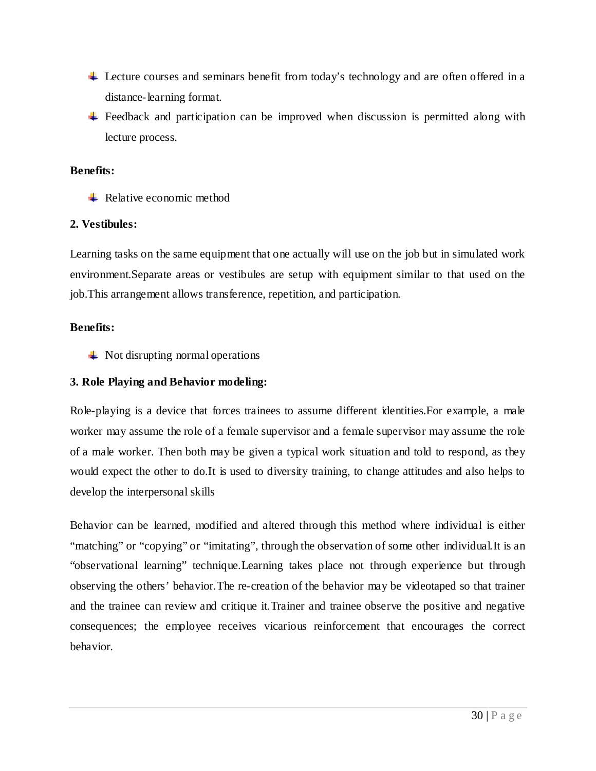- Lecture courses and seminars benefit from today's technology and are often offered in a distance-learning format.
- Feedback and participation can be improved when discussion is permitted along with lecture process.

**Benefits:**

- Relative economic method

**2. Vestibules:**

Learning tasks on the same equipment that one actually will use on the job but in simulated work environment.Separate areas or vestibules are setup with equipment similar to that used on the job.This arrangement allows transference, repetition, and participation.

**Benefits:**

- Not disrupting normal operations

**3. Role Playing and Behavior modeling:**

Role-playing is a device that forces trainees to assume different identities.For example, a male worker may assume the role of a female supervisor and a female supervisor may assume the role of a male worker. Then both may be given a typical work situation and told to respond, as they would expect the other to do.It is used to diversity training, to change attitudes and also helps to develop the interpersonal skills

Behavior can be learned, modified and altered through this method where individual is either "matching" or "copying" or "imitating", through the observation of some other individual.It is an "observational learning" technique.Learning takes place not through experience but through observing the others' behavior.The re-creation of the behavior may be videotaped so that trainer and the trainee can review and critique it.Trainer and trainee observe the positive and negative consequences; the employee receives vicarious reinforcement that encourages the correct behavior.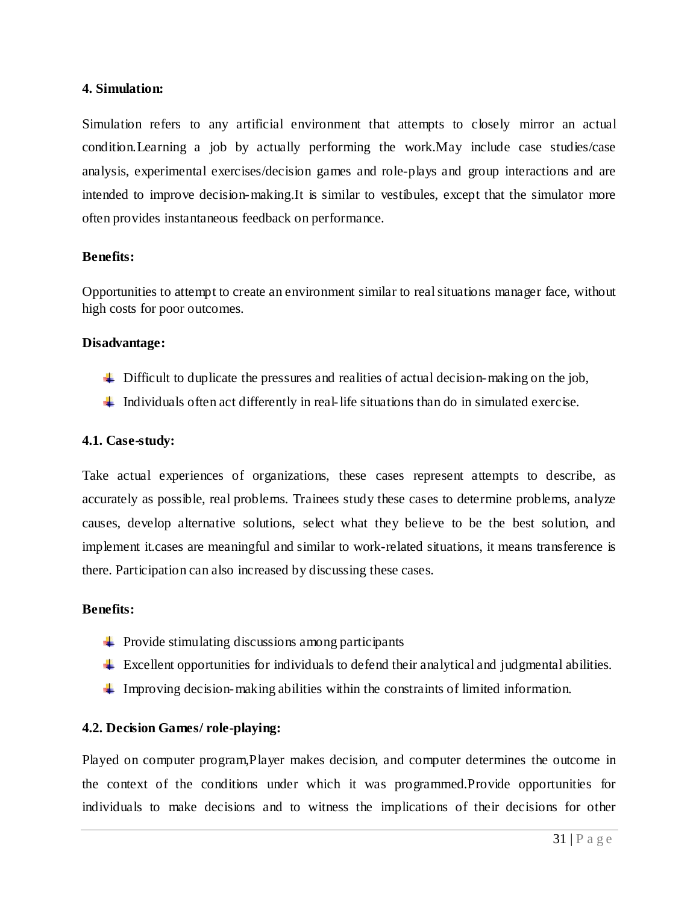**4. Simulation:**

Simulation refers to any artificial environment that attempts to closely mirror an actual condition.Learning a job by actually performing the work.May include case studies/case analysis, experimental exercises/decision games and role-plays and group interactions and are intended to improve decision-making.It is similar to vestibules, except that the simulator more often provides instantaneous feedback on performance.

**Benefits:**

Opportunities to attempt to create an environment similar to real situations manager face, without high costs for poor outcomes.

**Disadvantage:**

- Difficult to duplicate the pressures and realities of actual decision-making on the job,
- Individuals often act differently in real-life situations than do in simulated exercise.

**4.1. Case-study:**

Take actual experiences of organizations, these cases represent attempts to describe, as accurately as possible, real problems. Trainees study these cases to determine problems, analyze causes, develop alternative solutions, select what they believe to be the best solution, and implement it.cases are meaningful and similar to work-related situations, it means transference is there. Participation can also increased by discussing these cases.

**Benefits:**

- Provide stimulating discussions among participants
- Excellent opportunities for individuals to defend their analytical and judgmental abilities.
- Improving decision-making abilities within the constraints of limited information.

**4.2. Decision Games/ role-playing:**

Played on computer program,Player makes decision, and computer determines the outcome in the context of the conditions under which it was programmed.Provide opportunities for individuals to make decisions and to witness the implications of their decisions for other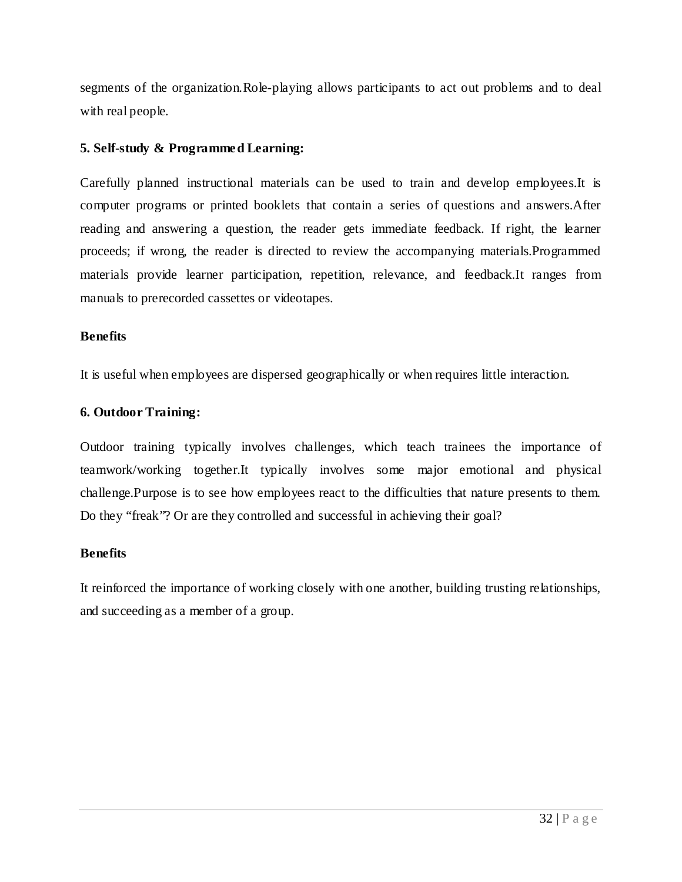segments of the organization.Role-playing allows participants to act out problems and to deal with real people.

**5. Self-study & Programmed Learning:**

Carefully planned instructional materials can be used to train and develop employees.It is computer programs or printed booklets that contain a series of questions and answers.After reading and answering a question, the reader gets immediate feedback. If right, the learner proceeds; if wrong, the reader is directed to review the accompanying materials.Programmed materials provide learner participation, repetition, relevance, and feedback.It ranges from manuals to prerecorded cassettes or videotapes.

**Benefits**

It is useful when employees are dispersed geographically or when requires little interaction.

**6. Outdoor Training:**

Outdoor training typically involves challenges, which teach trainees the importance of teamwork/working together.It typically involves some major emotional and physical challenge.Purpose is to see how employees react to the difficulties that nature presents to them. Do they "freak"? Or are they controlled and successful in achieving their goal?

**Benefits**

It reinforced the importance of working closely with one another, building trusting relationships, and succeeding as a member of a group.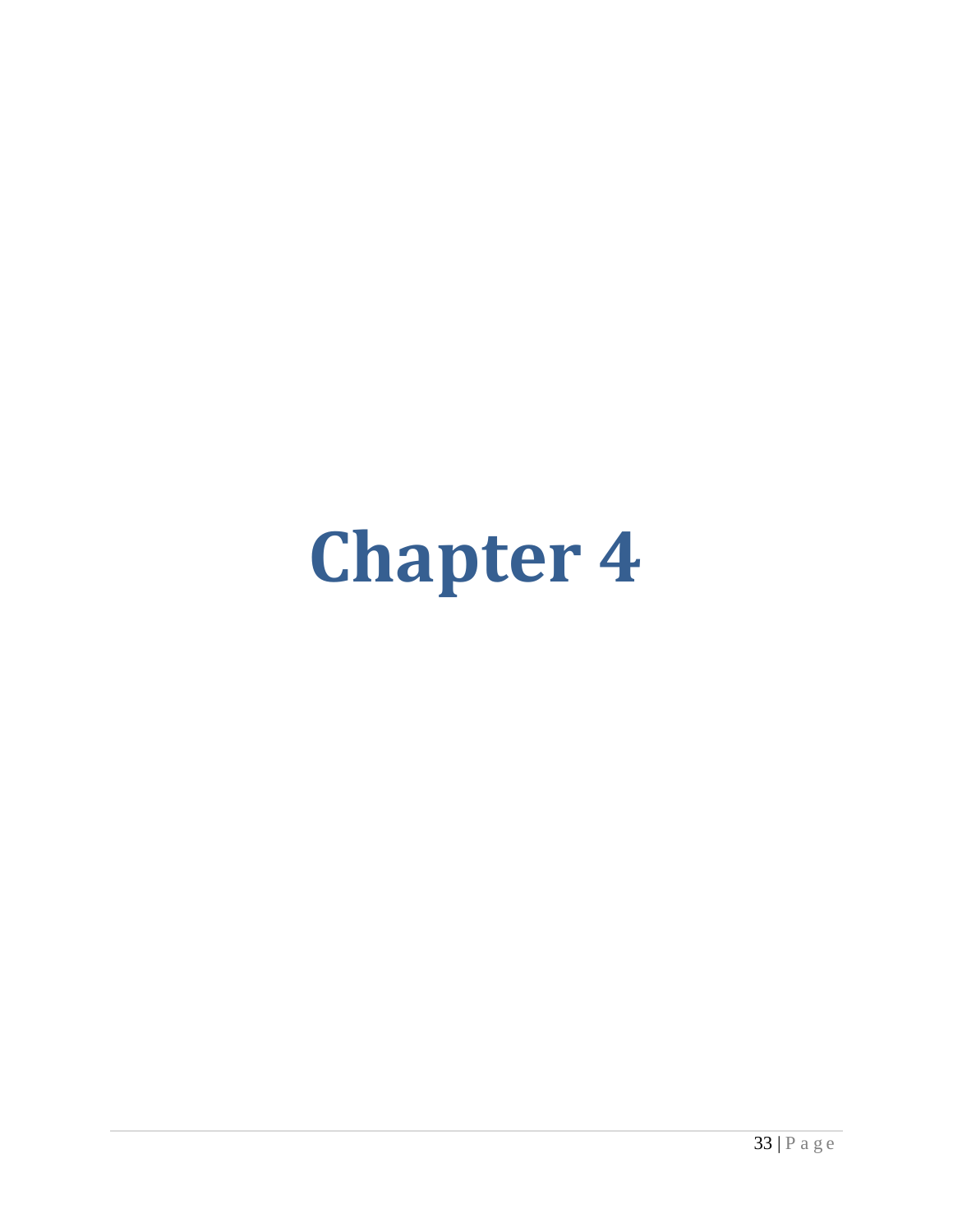# Chapter 4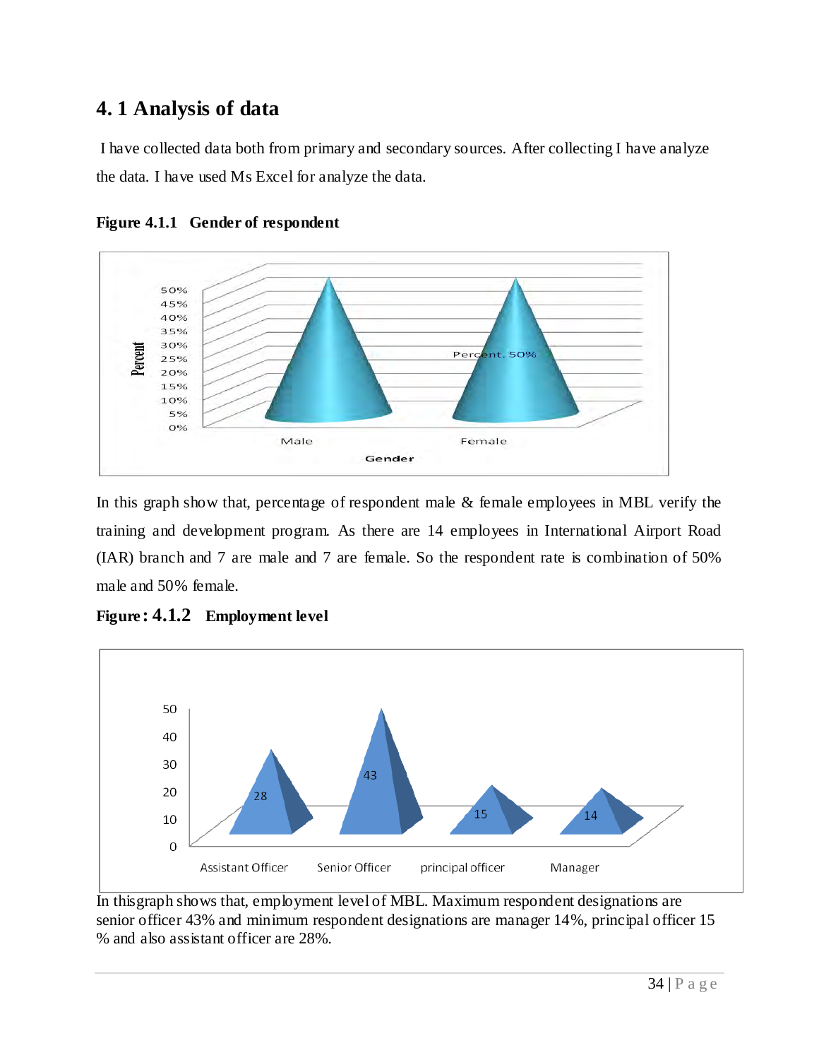## 4. 1 Analysis of data

I have collected data both from primary and secondary sources. After collecting I have analyze the data. I have used Ms Excel for analyze the data.

**Figure 4.1.1 Gender of respondent**

In this graph show that, percentage of respondent male & female employees in MBL verify the training and development program. As there are 14 employees in International Airport Road (IAR) branch and 7 are male and 7 are female. So the respondent rate is combination of 50% male and 50% female.

**Figure: 4.1.2 Employment level**

In this graph shows that, employment level of MBL. Maximum respondent designations are senior officer 43% and minimum respondent designations are manager 14%, principal officer 15 % and also assistant officer are 28%.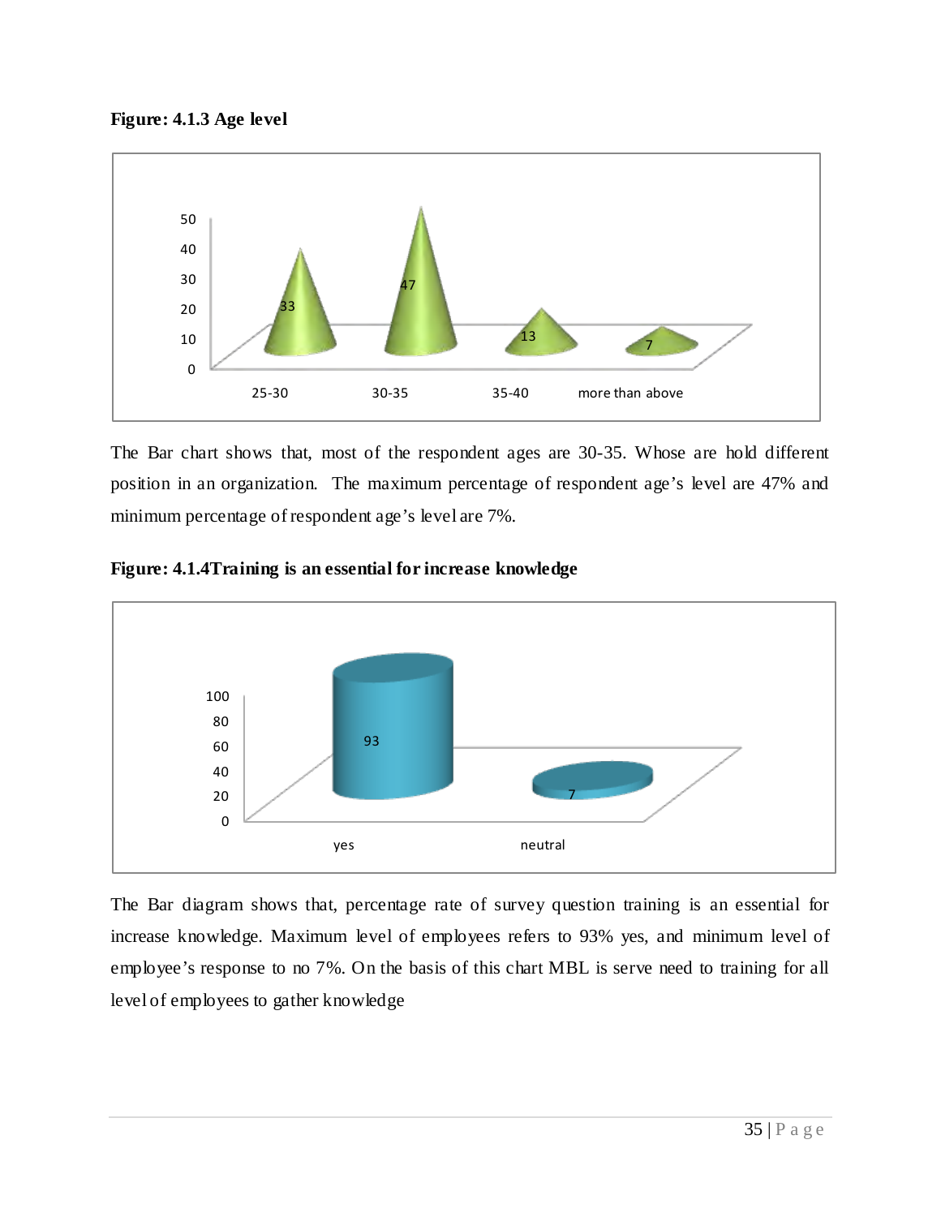**Figure: 4.1.3 Age level**

The Bar chart shows that, most of the respondent ages are 30-35. Whose are hold different position in an organization. The maximum percentage of respondent age's level are 47% and minimum percentage of respondent age's level are 7%.

**Figure: 4.1.4Training is an essential for increase knowledge**

The Bar diagram shows that, percentage rate of survey question training is an essential for increase knowledge. Maximum level of employees refers to 93% yes, and minimum level of employee's response to no 7%. On the basis of this chart MBL is serve need to training for all level of employees to gather knowledge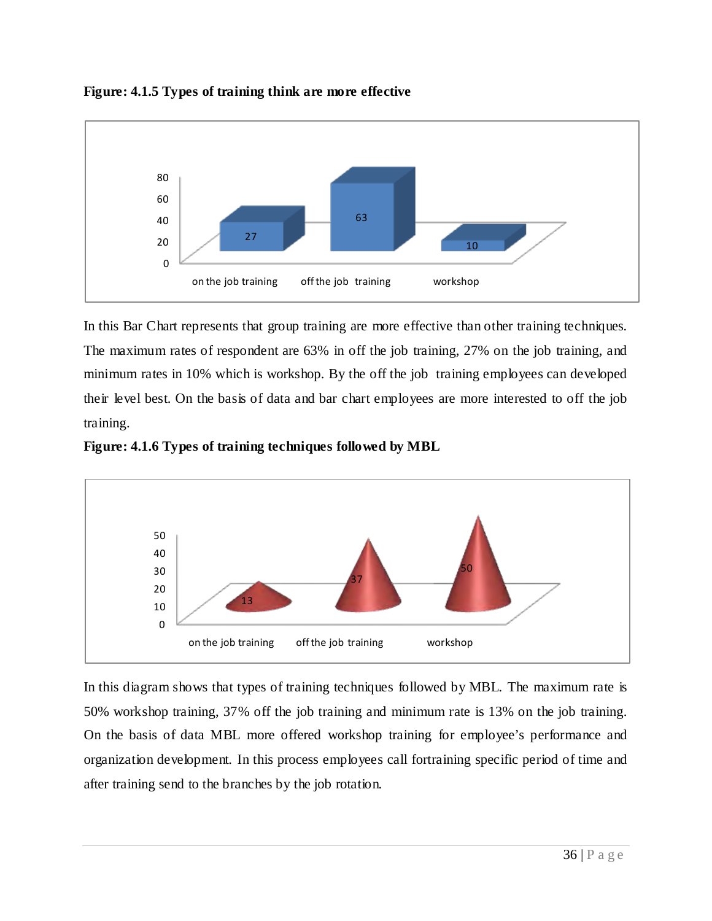**Figure: 4.1.5 Types of training think are more effective**

In this Bar Chart represents that group training are more effective than other training techniques. The maximum rates of respondent are 63% in off the job training, 27% on the job training, and minimum rates in 10% which is workshop. By the off the job training employees can developed their level best. On the basis of data and bar chart employees are more interested to off the job training.

**Figure: 4.1.6 Types of training techniques followed by MBL**

In this diagram shows that types of training techniques followed by MBL. The maximum rate is 50% workshop training, 37% off the job training and minimum rate is 13% on the job training. On the basis of data MBL more offered workshop training for employee's performance and organization development. In this process employees call fortraining specific period of time and after training send to the branches by the job rotation.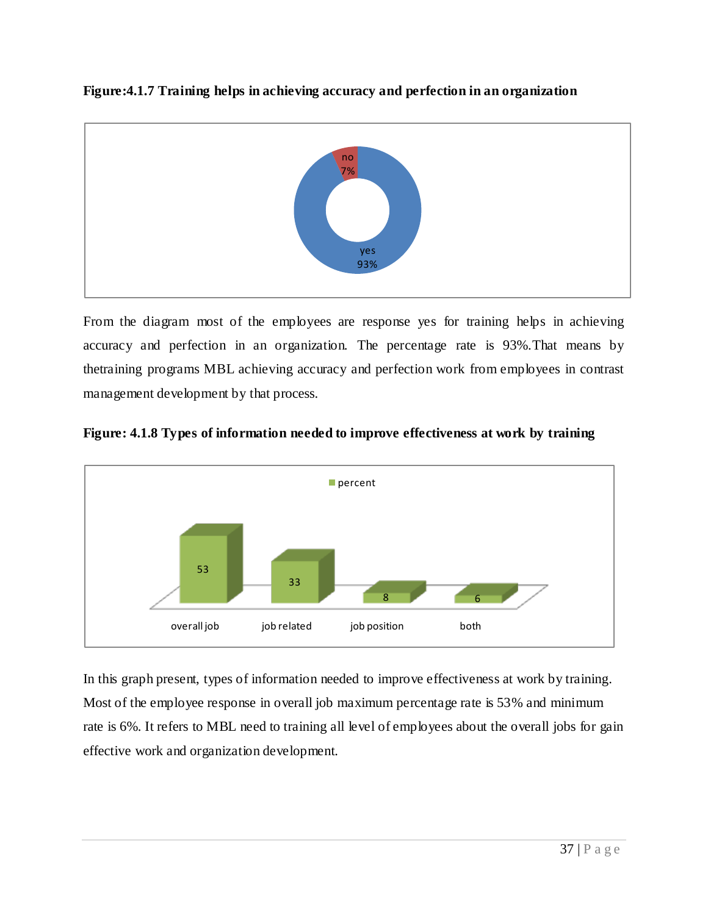**Figure:4.1.7 Training helps in achieving accuracy and perfection in an organization**

From the diagram most of the employees are response yes for training helps in achieving accuracy and perfection in an organization. The percentage rate is 93%.That means by thetraining programs MBL achieving accuracy and perfection work from employees in contrast management development by that process.

**Figure: 4.1.8 Types of information needed to improve effectiveness at work by training**

In this graph present, types of information needed to improve effectiveness at work by training. Most of the employee response in overall job maximum percentage rate is 53% and minimum rate is 6%. It refers to MBL need to training all level of employees about the overall jobs for gain effective work and organization development.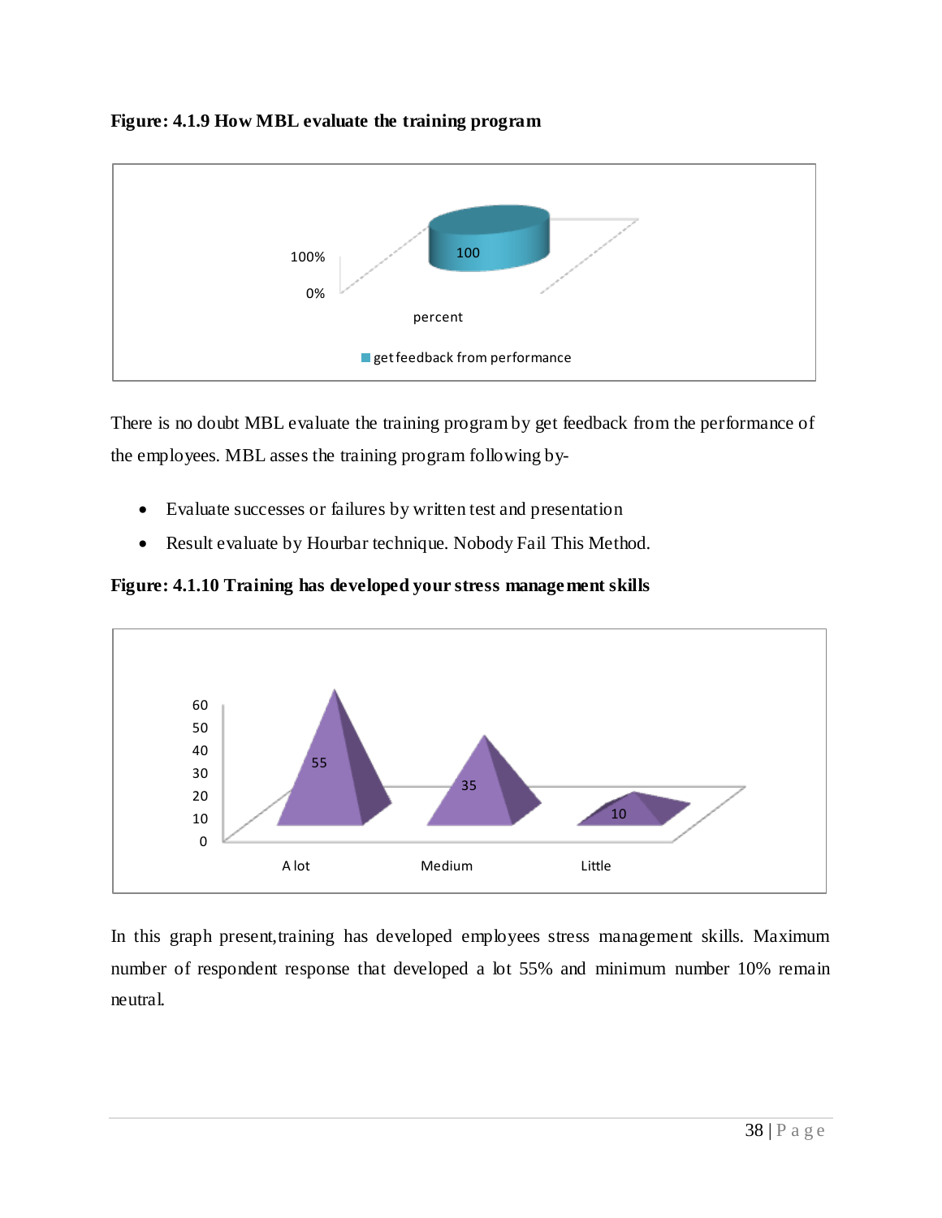**Figure: 4.1.9 How MBL evaluate the training program**

There is no doubt MBL evaluate the training program by get feedback from the performance of the employees. MBL asses the training program following by-

- Evaluate successes or failures by written test and presentation
- Result evaluate by Hourbar technique. Nobody Fail This Method.

**Figure: 4.1.10 Training has developed your stress management skills**

In this graph present,training has developed employees stress management skills. Maximum number of respondent response that developed a lot 55% and minimum number 10% remain neutral.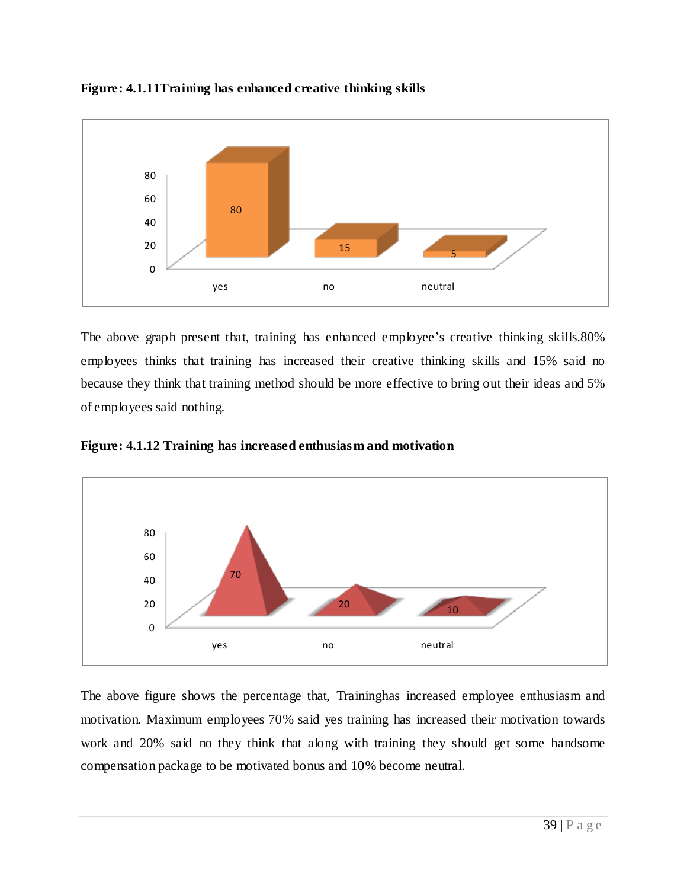**Figure: 4.1.11Training has enhanced creative thinking skills**

The above graph present that, training has enhanced employee's creative thinking skills.80% employees thinks that training has increased their creative thinking skills and 15% said no because they think that training method should be more effective to bring out their ideas and 5% of employees said nothing.

**Figure: 4.1.12 Training has increased enthusiasm and motivation**

The above figure shows the percentage that, Traininghas increased employee enthusiasm and motivation. Maximum employees 70% said yes training has increased their motivation towards work and 20% said no they think that along with training they should get some handsome compensation package to be motivated bonus and 10% become neutral.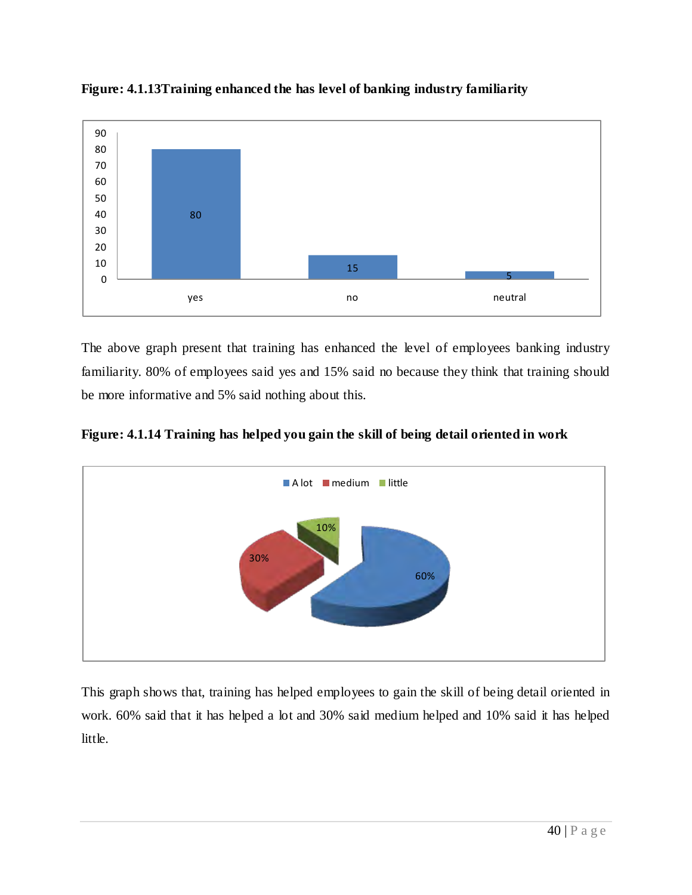**Figure: 4.1.13Training enhanced the has level of banking industry familiarity**

The above graph present that training has enhanced the level of employees banking industry familiarity. 80% of employees said yes and 15% said no because they think that training should be more informative and 5% said nothing about this.

**Figure: 4.1.14 Training has helped you gain the skill of being detail oriented in work**

This graph shows that, training has helped employees to gain the skill of being detail oriented in work. 60% said that it has helped a lot and 30% said medium helped and 10% said it has helped little.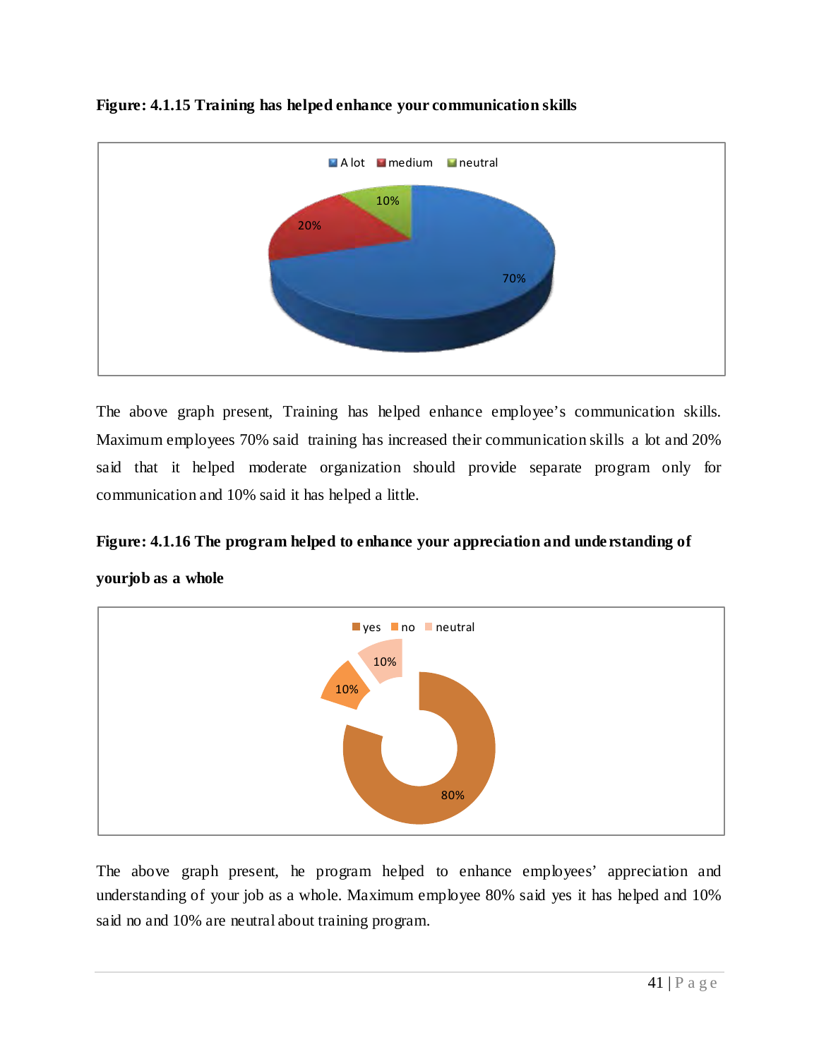**Figure: 4.1.15 Training has helped enhance your communication skills**

The above graph present, Training has helped enhance employee's communication skills. Maximum employees 70% said training has increased their communication skills a lot and 20% said that it helped moderate organization should provide separate program only for communication and 10% said it has helped a little.

**Figure: 4.1.16 The program helped to enhance your appreciation and understanding of yourjob as a whole**

The above graph present, he program helped to enhance employees' appreciation and understanding of your job as a whole. Maximum employee 80% said yes it has helped and 10% said no and 10% are neutral about training program.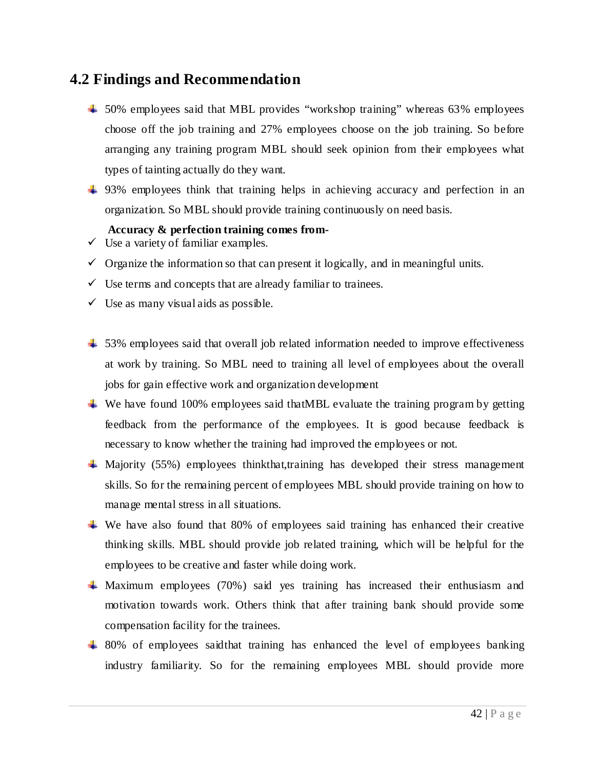## 4.2 Findings and Recommendation

- 50% employees said that MBL provides "workshop training" whereas 63% employees choose off the job training and 27% employees choose on the job training. So before arranging any training program MBL should seek opinion from their employees what types of tainting actually do they want.
- 93% employees think that training helps in achieving accuracy and perfection in an organization. So MBL should provide training continuously on need basis.

  **Accuracy & perfection training comes from-**

  - ✓ Use a variety of familiar examples.
  - ✓ Organize the information so that can present it logically, and in meaningful units.
  - ✓ Use terms and concepts that are already familiar to trainees.
  - ✓ Use as many visual aids as possible.

- 53% employees said that overall job related information needed to improve effectiveness at work by training. So MBL need to training all level of employees about the overall jobs for gain effective work and organization development
- We have found 100% employees said thatMBL evaluate the training program by getting feedback from the performance of the employees. It is good because feedback is necessary to know whether the training had improved the employees or not.
- Majority (55%) employees thinkthat,training has developed their stress management skills. So for the remaining percent of employees MBL should provide training on how to manage mental stress in all situations.
- We have also found that 80% of employees said training has enhanced their creative thinking skills. MBL should provide job related training, which will be helpful for the employees to be creative and faster while doing work.
- Maximum employees (70%) said yes training has increased their enthusiasm and motivation towards work. Others think that after training bank should provide some compensation facility for the trainees.
- 80% of employees saidthat training has enhanced the level of employees banking industry familiarity. So for the remaining employees MBL should provide more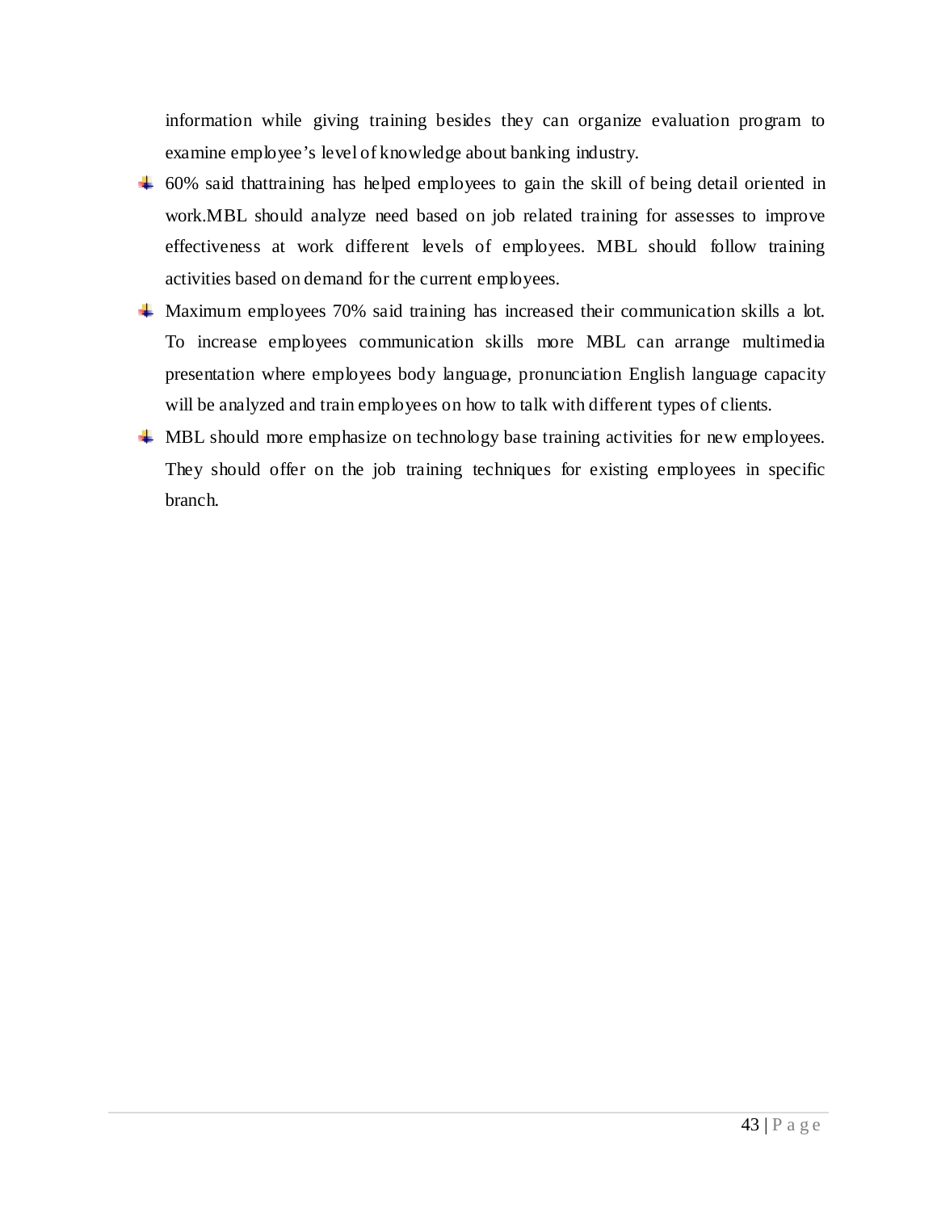information while giving training besides they can organize evaluation program to examine employee's level of knowledge about banking industry.

- 60% said thattraining has helped employees to gain the skill of being detail oriented in work.MBL should analyze need based on job related training for assesses to improve effectiveness at work different levels of employees. MBL should follow training activities based on demand for the current employees.
- Maximum employees 70% said training has increased their communication skills a lot. To increase employees communication skills more MBL can arrange multimedia presentation where employees body language, pronunciation English language capacity will be analyzed and train employees on how to talk with different types of clients.
- MBL should more emphasize on technology base training activities for new employees. They should offer on the job training techniques for existing employees in specific branch.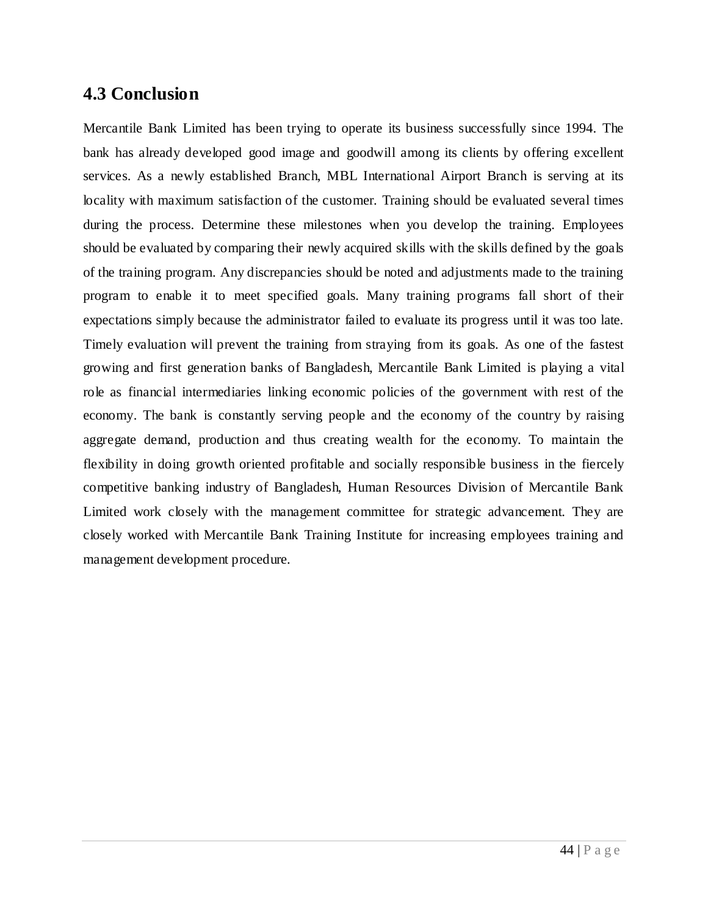## 4.3 Conclusion

Mercantile Bank Limited has been trying to operate its business successfully since 1994. The bank has already developed good image and goodwill among its clients by offering excellent services. As a newly established Branch, MBL International Airport Branch is serving at its locality with maximum satisfaction of the customer. Training should be evaluated several times during the process. Determine these milestones when you develop the training. Employees should be evaluated by comparing their newly acquired skills with the skills defined by the goals of the training program. Any discrepancies should be noted and adjustments made to the training program to enable it to meet specified goals. Many training programs fall short of their expectations simply because the administrator failed to evaluate its progress until it was too late. Timely evaluation will prevent the training from straying from its goals. As one of the fastest growing and first generation banks of Bangladesh, Mercantile Bank Limited is playing a vital role as financial intermediaries linking economic policies of the government with rest of the economy. The bank is constantly serving people and the economy of the country by raising aggregate demand, production and thus creating wealth for the economy. To maintain the flexibility in doing growth oriented profitable and socially responsible business in the fiercely competitive banking industry of Bangladesh, Human Resources Division of Mercantile Bank Limited work closely with the management committee for strategic advancement. They are closely worked with Mercantile Bank Training Institute for increasing employees training and management development procedure.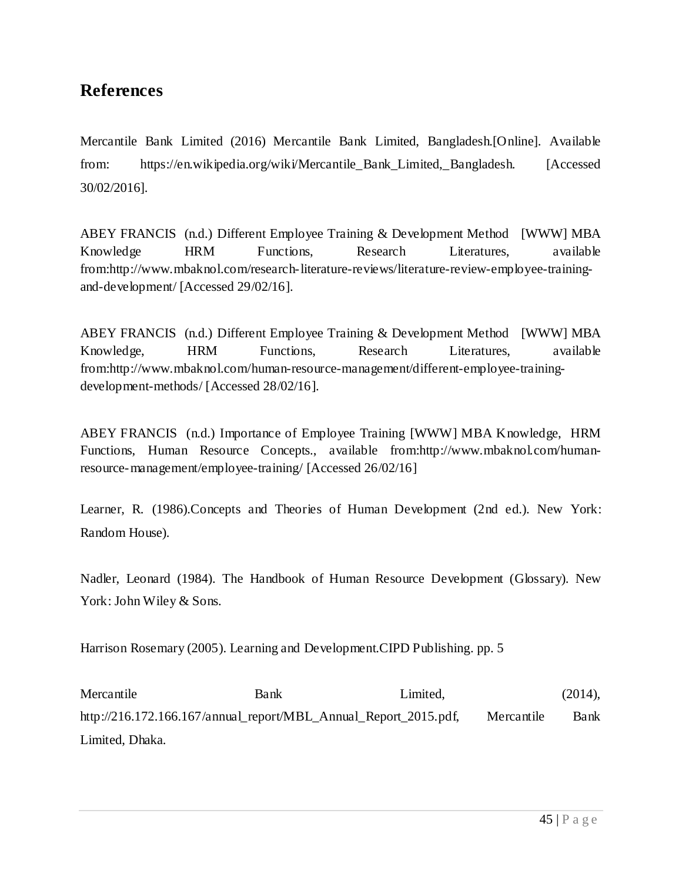## References

Mercantile Bank Limited (2016) Mercantile Bank Limited, Bangladesh.[Online]. Available from: https://en.wikipedia.org/wiki/Mercantile_Bank_Limited,_Bangladesh. [Accessed 30/02/2016].

ABEY FRANCIS (n.d.) Different Employee Training & Development Method [WWW] MBA Knowledge HRM Functions, Research Literatures, available from:http://www.mbaknol.com/research-literature-reviews/literature-review-employee-training-and-development/ [Accessed 29/02/16].

ABEY FRANCIS (n.d.) Different Employee Training & Development Method [WWW] MBA Knowledge, HRM Functions, Research Literatures, available from:http://www.mbaknol.com/human-resource-management/different-employee-training-development-methods/ [Accessed 28/02/16].

ABEY FRANCIS (n.d.) Importance of Employee Training [WWW] MBA Knowledge, HRM Functions, Human Resource Concepts., available from:http://www.mbaknol.com/human-resource-management/employee-training/ [Accessed 26/02/16]

Learner, R. (1986).Concepts and Theories of Human Development (2nd ed.). New York: Random House).

Nadler, Leonard (1984). The Handbook of Human Resource Development (Glossary). New York: John Wiley & Sons.

Harrison Rosemary (2005). Learning and Development.CIPD Publishing. pp. 5

Mercantile Bank Limited, (2014), http://216.172.166.167/annual_report/MBL_Annual_Report_2015.pdf, Mercantile Bank Limited, Dhaka.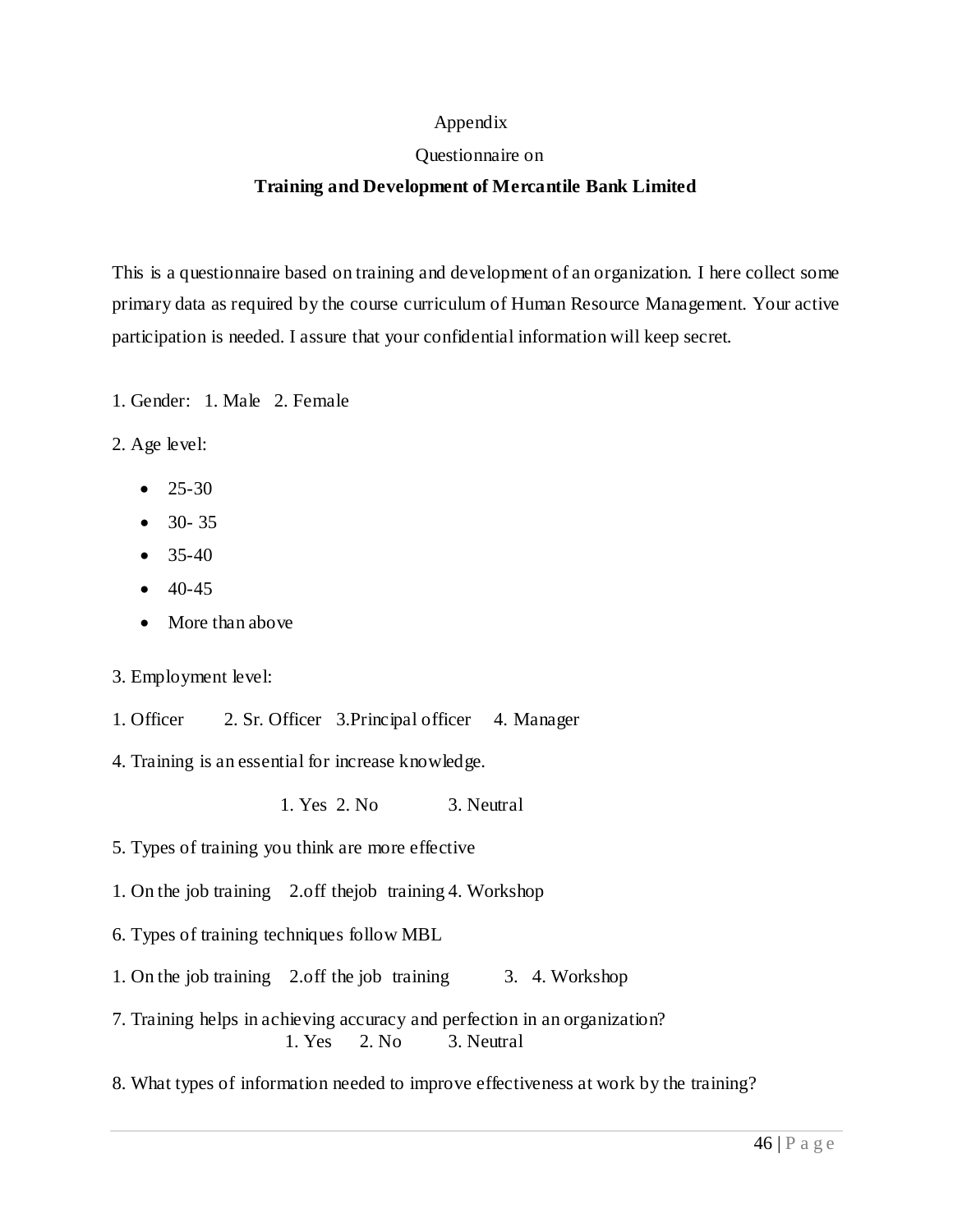Appendix

Questionnaire on

**Training and Development of Mercantile Bank Limited**

This is a questionnaire based on training and development of an organization. I here collect some primary data as required by the course curriculum of Human Resource Management. Your active participation is needed. I assure that your confidential information will keep secret.

1. Gender: 1. Male 2. Female

2. Age level:

- 25-30
- 30- 35
- 35-40
- 40-45
- More than above

3. Employment level:

1. Officer 2. Sr. Officer 3.Principal officer 4. Manager

4. Training is an essential for increase knowledge.

1. Yes 2. No 3. Neutral

5. Types of training you think are more effective

1. On the job training 2.off thejob training 4. Workshop

6. Types of training techniques follow MBL

1. On the job training 2.off the job training 3. 4. Workshop

7. Training helps in achieving accuracy and perfection in an organization?

1. Yes 2. No 3. Neutral

8. What types of information needed to improve effectiveness at work by the training?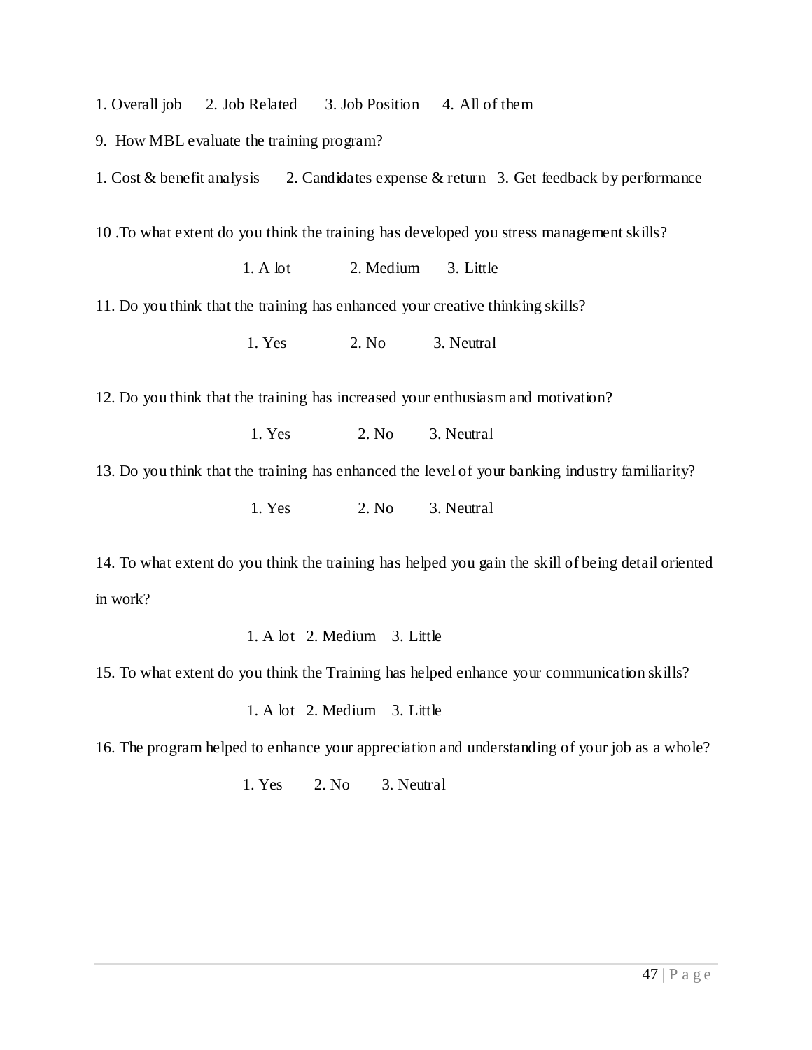1. Overall job 2. Job Related 3. Job Position 4. All of them

9. How MBL evaluate the training program?

1. Cost & benefit analysis 2. Candidates expense & return 3. Get feedback by performance

10 .To what extent do you think the training has developed you stress management skills?

1. A lot 2. Medium 3. Little

11. Do you think that the training has enhanced your creative thinking skills?

1. Yes 2. No 3. Neutral

12. Do you think that the training has increased your enthusiasm and motivation?

1. Yes 2. No 3. Neutral

13. Do you think that the training has enhanced the level of your banking industry familiarity?

1. Yes 2. No 3. Neutral

14. To what extent do you think the training has helped you gain the skill of being detail oriented in work?

1. A lot 2. Medium 3. Little

15. To what extent do you think the Training has helped enhance your communication skills?

1. A lot 2. Medium 3. Little

16. The program helped to enhance your appreciation and understanding of your job as a whole?

1. Yes 2. No 3. Neutral